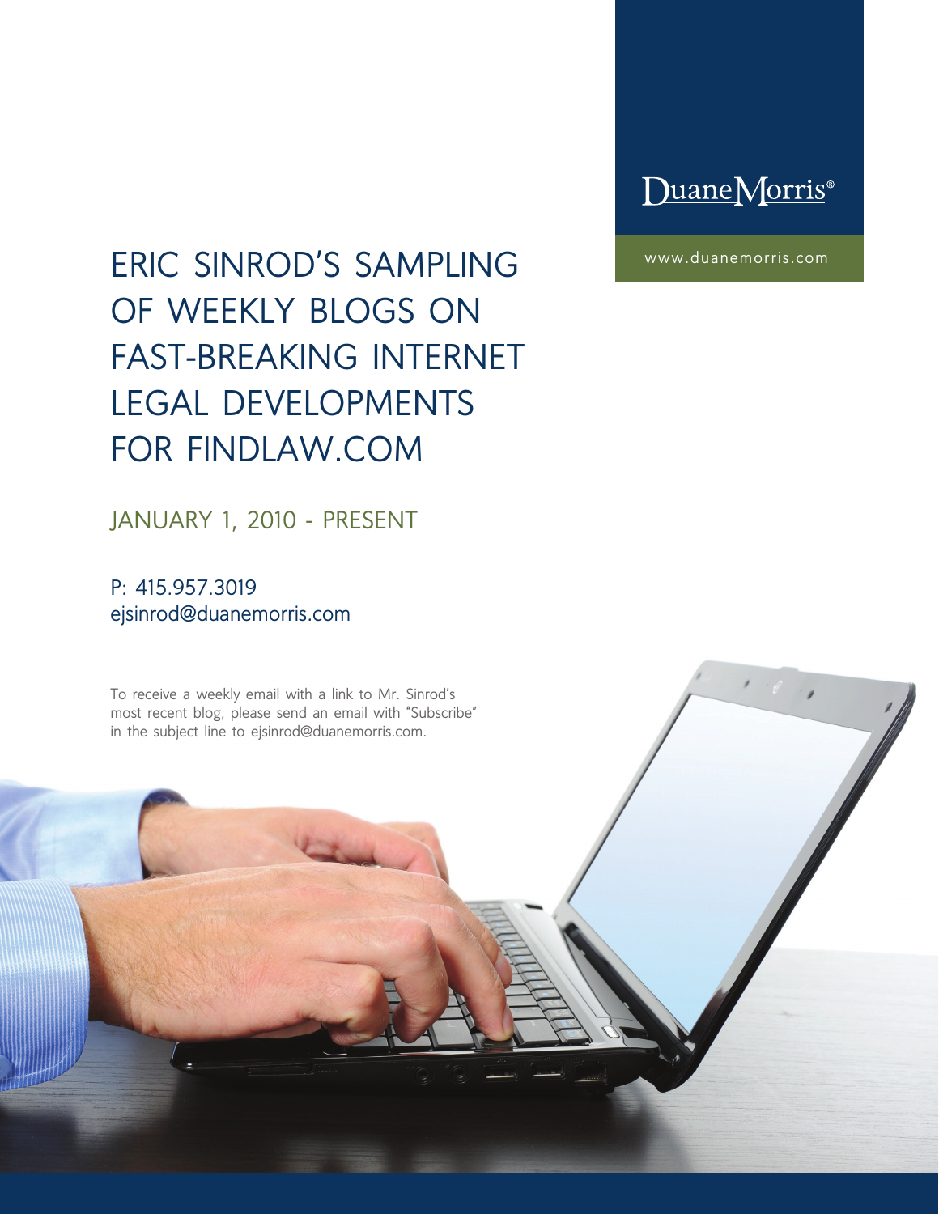Duane Morris®

www.duanemorris.com

# ERIC SINROD'S SAMPLING OF WEEKLY BLOGS ON FAST-BREAKING INTERNET LEGAL DEVELOPMENTS FOR FINDLAW.COM

## JANUARY 1, 2010 - PRESENT

P: 415.957.3019
ejsinrod@duanemorris.com

To receive a weekly email with a link to Mr. Sinrod's most recent blog, please send an email with "Subscribe" in the subject line to ejsinrod@duanemorris.com.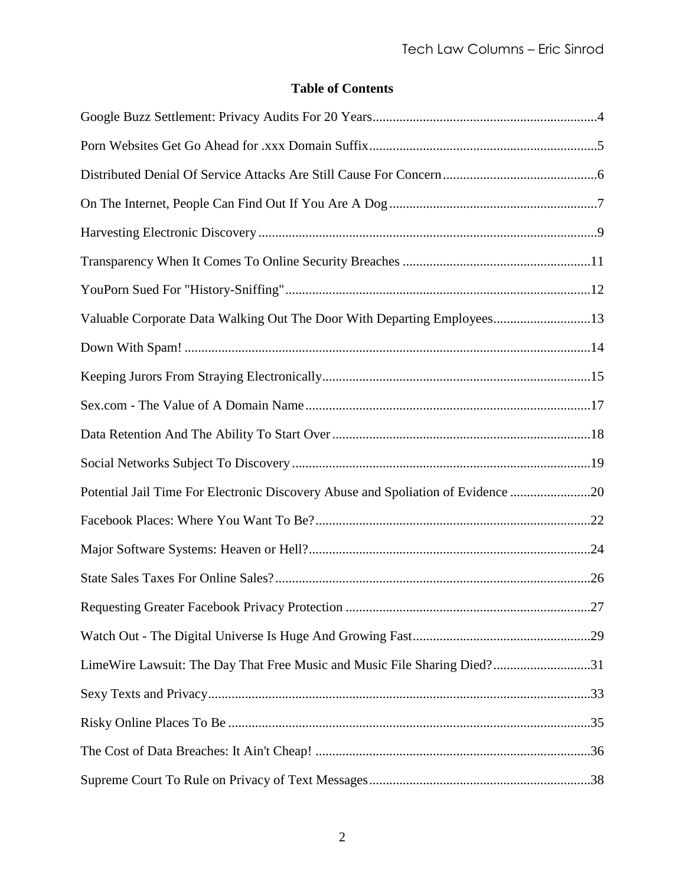## Table of Contents

Google Buzz Settlement: Privacy Audits For 20 Years....4

Porn Websites Get Go Ahead for .xxx Domain Suffix....5

Distributed Denial Of Service Attacks Are Still Cause For Concern....6

On The Internet, People Can Find Out If You Are A Dog....7

Harvesting Electronic Discovery....9

Transparency When It Comes To Online Security Breaches....11

YouPorn Sued For "History-Sniffing"....12

Valuable Corporate Data Walking Out The Door With Departing Employees....13

Down With Spam!....14

Keeping Jurors From Straying Electronically....15

Sex.com - The Value of A Domain Name....17

Data Retention And The Ability To Start Over....18

Social Networks Subject To Discovery....19

Potential Jail Time For Electronic Discovery Abuse and Spoliation of Evidence....20

Facebook Places: Where You Want To Be?....22

Major Software Systems: Heaven or Hell?....24

State Sales Taxes For Online Sales?....26

Requesting Greater Facebook Privacy Protection....27

Watch Out - The Digital Universe Is Huge And Growing Fast....29

LimeWire Lawsuit: The Day That Free Music and Music File Sharing Died?....31

Sexy Texts and Privacy....33

Risky Online Places To Be....35

The Cost of Data Breaches: It Ain't Cheap!....36

Supreme Court To Rule on Privacy of Text Messages....38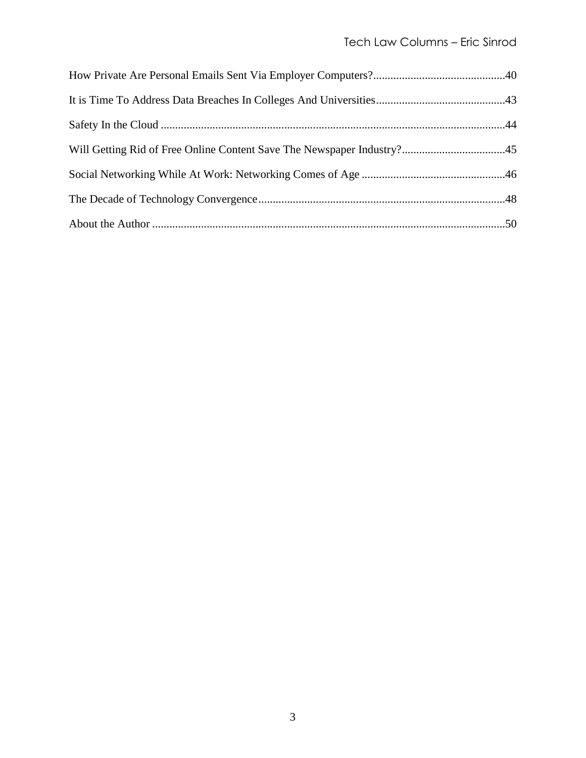How Private Are Personal Emails Sent Via Employer Computers?.............................................40

It is Time To Address Data Breaches In Colleges And Universities............................................43

Safety In the Cloud .......................................................................................................................44

Will Getting Rid of Free Online Content Save The Newspaper Industry?....................................45

Social Networking While At Work: Networking Comes of Age .................................................46

The Decade of Technology Convergence.....................................................................................48

About the Author ..........................................................................................................................50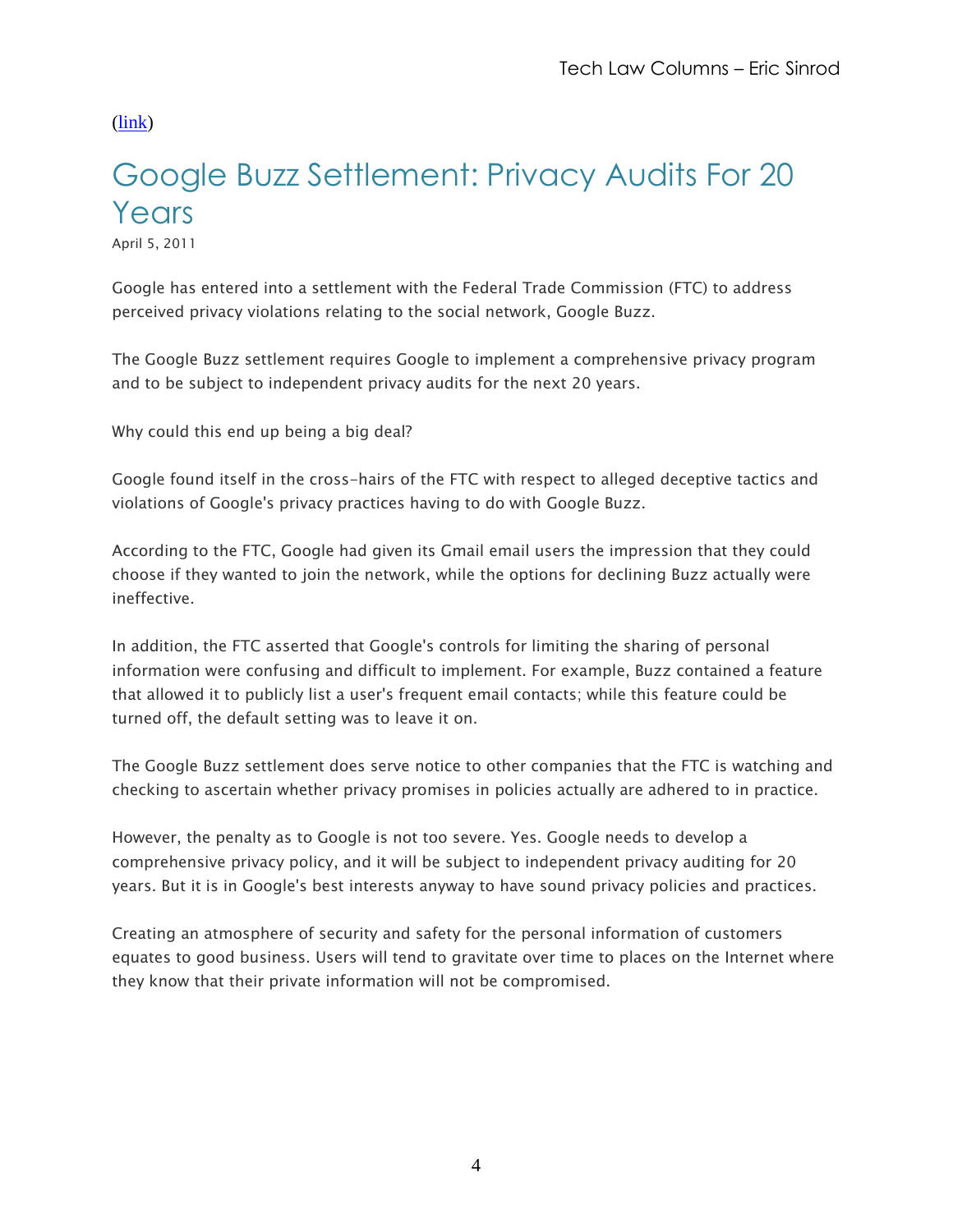(link)

# Google Buzz Settlement: Privacy Audits For 20 Years

April 5, 2011

Google has entered into a settlement with the Federal Trade Commission (FTC) to address perceived privacy violations relating to the social network, Google Buzz.

The Google Buzz settlement requires Google to implement a comprehensive privacy program and to be subject to independent privacy audits for the next 20 years.

Why could this end up being a big deal?

Google found itself in the cross-hairs of the FTC with respect to alleged deceptive tactics and violations of Google's privacy practices having to do with Google Buzz.

According to the FTC, Google had given its Gmail email users the impression that they could choose if they wanted to join the network, while the options for declining Buzz actually were ineffective.

In addition, the FTC asserted that Google's controls for limiting the sharing of personal information were confusing and difficult to implement. For example, Buzz contained a feature that allowed it to publicly list a user's frequent email contacts; while this feature could be turned off, the default setting was to leave it on.

The Google Buzz settlement does serve notice to other companies that the FTC is watching and checking to ascertain whether privacy promises in policies actually are adhered to in practice.

However, the penalty as to Google is not too severe. Yes. Google needs to develop a comprehensive privacy policy, and it will be subject to independent privacy auditing for 20 years. But it is in Google's best interests anyway to have sound privacy policies and practices.

Creating an atmosphere of security and safety for the personal information of customers equates to good business. Users will tend to gravitate over time to places on the Internet where they know that their private information will not be compromised.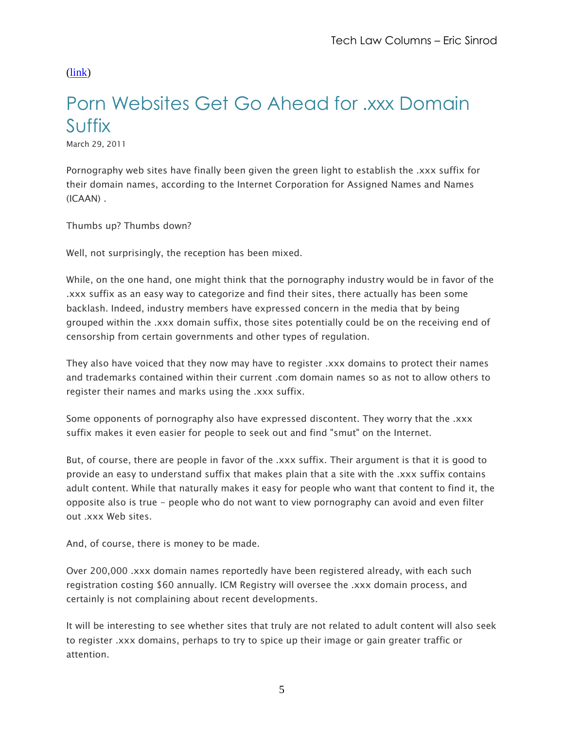([link](link))

# Porn Websites Get Go Ahead for .xxx Domain Suffix

March 29, 2011

Pornography web sites have finally been given the green light to establish the .xxx suffix for their domain names, according to the Internet Corporation for Assigned Names and Names (ICAAN) .

Thumbs up? Thumbs down?

Well, not surprisingly, the reception has been mixed.

While, on the one hand, one might think that the pornography industry would be in favor of the .xxx suffix as an easy way to categorize and find their sites, there actually has been some backlash. Indeed, industry members have expressed concern in the media that by being grouped within the .xxx domain suffix, those sites potentially could be on the receiving end of censorship from certain governments and other types of regulation.

They also have voiced that they now may have to register .xxx domains to protect their names and trademarks contained within their current .com domain names so as not to allow others to register their names and marks using the .xxx suffix.

Some opponents of pornography also have expressed discontent. They worry that the .xxx suffix makes it even easier for people to seek out and find "smut" on the Internet.

But, of course, there are people in favor of the .xxx suffix. Their argument is that it is good to provide an easy to understand suffix that makes plain that a site with the .xxx suffix contains adult content. While that naturally makes it easy for people who want that content to find it, the opposite also is true – people who do not want to view pornography can avoid and even filter out .xxx Web sites.

And, of course, there is money to be made.

Over 200,000 .xxx domain names reportedly have been registered already, with each such registration costing $60 annually. ICM Registry will oversee the .xxx domain process, and certainly is not complaining about recent developments.

It will be interesting to see whether sites that truly are not related to adult content will also seek to register .xxx domains, perhaps to try to spice up their image or gain greater traffic or attention.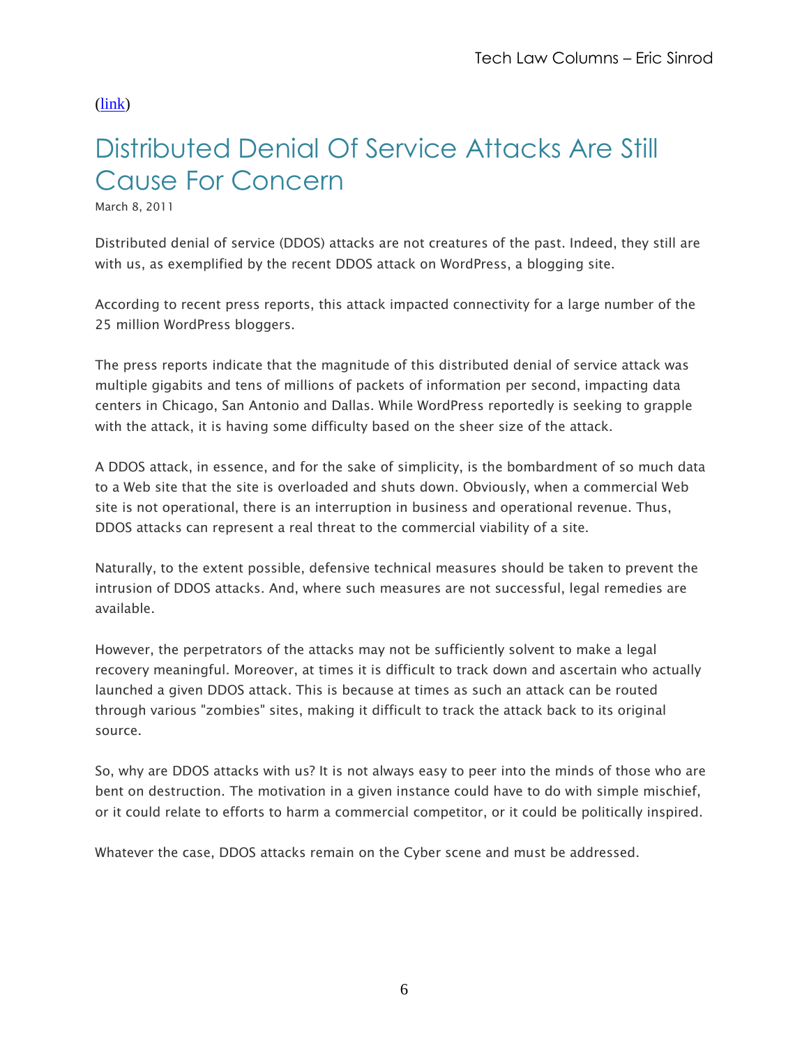(link)

# Distributed Denial Of Service Attacks Are Still Cause For Concern

March 8, 2011

Distributed denial of service (DDOS) attacks are not creatures of the past. Indeed, they still are with us, as exemplified by the recent DDOS attack on WordPress, a blogging site.

According to recent press reports, this attack impacted connectivity for a large number of the 25 million WordPress bloggers.

The press reports indicate that the magnitude of this distributed denial of service attack was multiple gigabits and tens of millions of packets of information per second, impacting data centers in Chicago, San Antonio and Dallas. While WordPress reportedly is seeking to grapple with the attack, it is having some difficulty based on the sheer size of the attack.

A DDOS attack, in essence, and for the sake of simplicity, is the bombardment of so much data to a Web site that the site is overloaded and shuts down. Obviously, when a commercial Web site is not operational, there is an interruption in business and operational revenue. Thus, DDOS attacks can represent a real threat to the commercial viability of a site.

Naturally, to the extent possible, defensive technical measures should be taken to prevent the intrusion of DDOS attacks. And, where such measures are not successful, legal remedies are available.

However, the perpetrators of the attacks may not be sufficiently solvent to make a legal recovery meaningful. Moreover, at times it is difficult to track down and ascertain who actually launched a given DDOS attack. This is because at times as such an attack can be routed through various "zombies" sites, making it difficult to track the attack back to its original source.

So, why are DDOS attacks with us? It is not always easy to peer into the minds of those who are bent on destruction. The motivation in a given instance could have to do with simple mischief, or it could relate to efforts to harm a commercial competitor, or it could be politically inspired.

Whatever the case, DDOS attacks remain on the Cyber scene and must be addressed.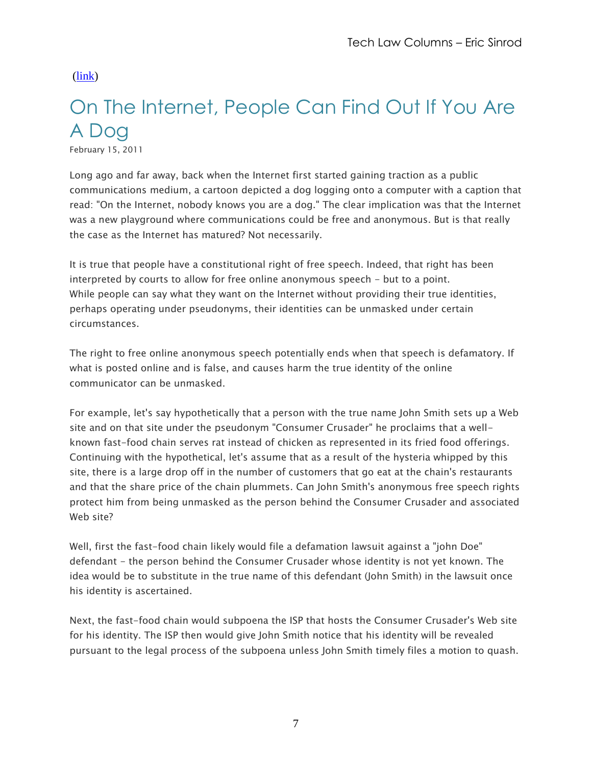(link)

# On The Internet, People Can Find Out If You Are A Dog

February 15, 2011

Long ago and far away, back when the Internet first started gaining traction as a public communications medium, a cartoon depicted a dog logging onto a computer with a caption that read: "On the Internet, nobody knows you are a dog." The clear implication was that the Internet was a new playground where communications could be free and anonymous. But is that really the case as the Internet has matured? Not necessarily.

It is true that people have a constitutional right of free speech. Indeed, that right has been interpreted by courts to allow for free online anonymous speech - but to a point. While people can say what they want on the Internet without providing their true identities, perhaps operating under pseudonyms, their identities can be unmasked under certain circumstances.

The right to free online anonymous speech potentially ends when that speech is defamatory. If what is posted online and is false, and causes harm the true identity of the online communicator can be unmasked.

For example, let's say hypothetically that a person with the true name John Smith sets up a Web site and on that site under the pseudonym "Consumer Crusader" he proclaims that a well-known fast-food chain serves rat instead of chicken as represented in its fried food offerings. Continuing with the hypothetical, let's assume that as a result of the hysteria whipped by this site, there is a large drop off in the number of customers that go eat at the chain's restaurants and that the share price of the chain plummets. Can John Smith's anonymous free speech rights protect him from being unmasked as the person behind the Consumer Crusader and associated Web site?

Well, first the fast-food chain likely would file a defamation lawsuit against a "john Doe" defendant - the person behind the Consumer Crusader whose identity is not yet known. The idea would be to substitute in the true name of this defendant (John Smith) in the lawsuit once his identity is ascertained.

Next, the fast-food chain would subpoena the ISP that hosts the Consumer Crusader's Web site for his identity. The ISP then would give John Smith notice that his identity will be revealed pursuant to the legal process of the subpoena unless John Smith timely files a motion to quash.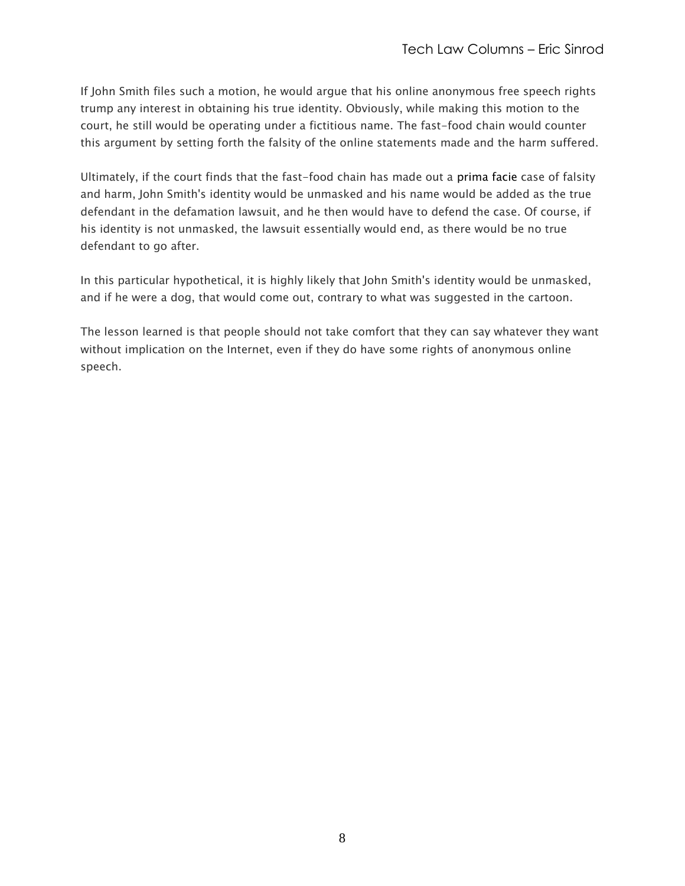If John Smith files such a motion, he would argue that his online anonymous free speech rights trump any interest in obtaining his true identity. Obviously, while making this motion to the court, he still would be operating under a fictitious name. The fast-food chain would counter this argument by setting forth the falsity of the online statements made and the harm suffered.

Ultimately, if the court finds that the fast-food chain has made out a prima facie case of falsity and harm, John Smith's identity would be unmasked and his name would be added as the true defendant in the defamation lawsuit, and he then would have to defend the case. Of course, if his identity is not unmasked, the lawsuit essentially would end, as there would be no true defendant to go after.

In this particular hypothetical, it is highly likely that John Smith's identity would be unmasked, and if he were a dog, that would come out, contrary to what was suggested in the cartoon.

The lesson learned is that people should not take comfort that they can say whatever they want without implication on the Internet, even if they do have some rights of anonymous online speech.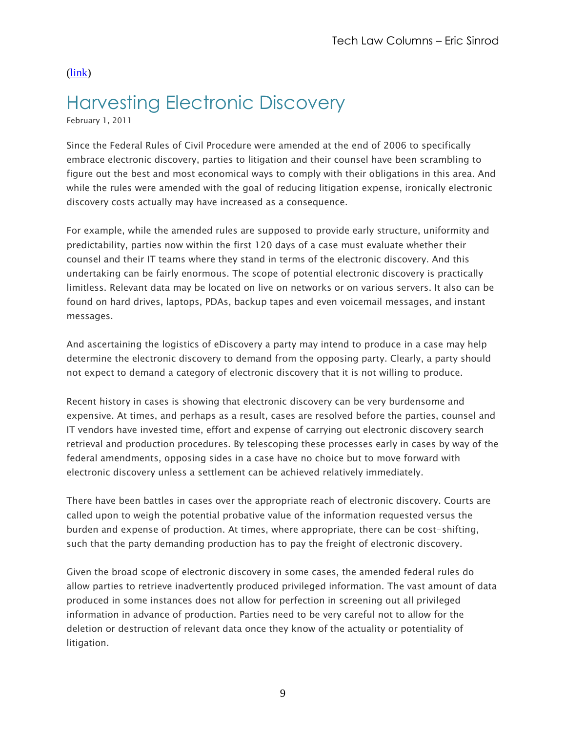([link](link))

# Harvesting Electronic Discovery

February 1, 2011

Since the Federal Rules of Civil Procedure were amended at the end of 2006 to specifically embrace electronic discovery, parties to litigation and their counsel have been scrambling to figure out the best and most economical ways to comply with their obligations in this area. And while the rules were amended with the goal of reducing litigation expense, ironically electronic discovery costs actually may have increased as a consequence.

For example, while the amended rules are supposed to provide early structure, uniformity and predictability, parties now within the first 120 days of a case must evaluate whether their counsel and their IT teams where they stand in terms of the electronic discovery. And this undertaking can be fairly enormous. The scope of potential electronic discovery is practically limitless. Relevant data may be located on live on networks or on various servers. It also can be found on hard drives, laptops, PDAs, backup tapes and even voicemail messages, and instant messages.

And ascertaining the logistics of eDiscovery a party may intend to produce in a case may help determine the electronic discovery to demand from the opposing party. Clearly, a party should not expect to demand a category of electronic discovery that it is not willing to produce.

Recent history in cases is showing that electronic discovery can be very burdensome and expensive. At times, and perhaps as a result, cases are resolved before the parties, counsel and IT vendors have invested time, effort and expense of carrying out electronic discovery search retrieval and production procedures. By telescoping these processes early in cases by way of the federal amendments, opposing sides in a case have no choice but to move forward with electronic discovery unless a settlement can be achieved relatively immediately.

There have been battles in cases over the appropriate reach of electronic discovery. Courts are called upon to weigh the potential probative value of the information requested versus the burden and expense of production. At times, where appropriate, there can be cost-shifting, such that the party demanding production has to pay the freight of electronic discovery.

Given the broad scope of electronic discovery in some cases, the amended federal rules do allow parties to retrieve inadvertently produced privileged information. The vast amount of data produced in some instances does not allow for perfection in screening out all privileged information in advance of production. Parties need to be very careful not to allow for the deletion or destruction of relevant data once they know of the actuality or potentiality of litigation.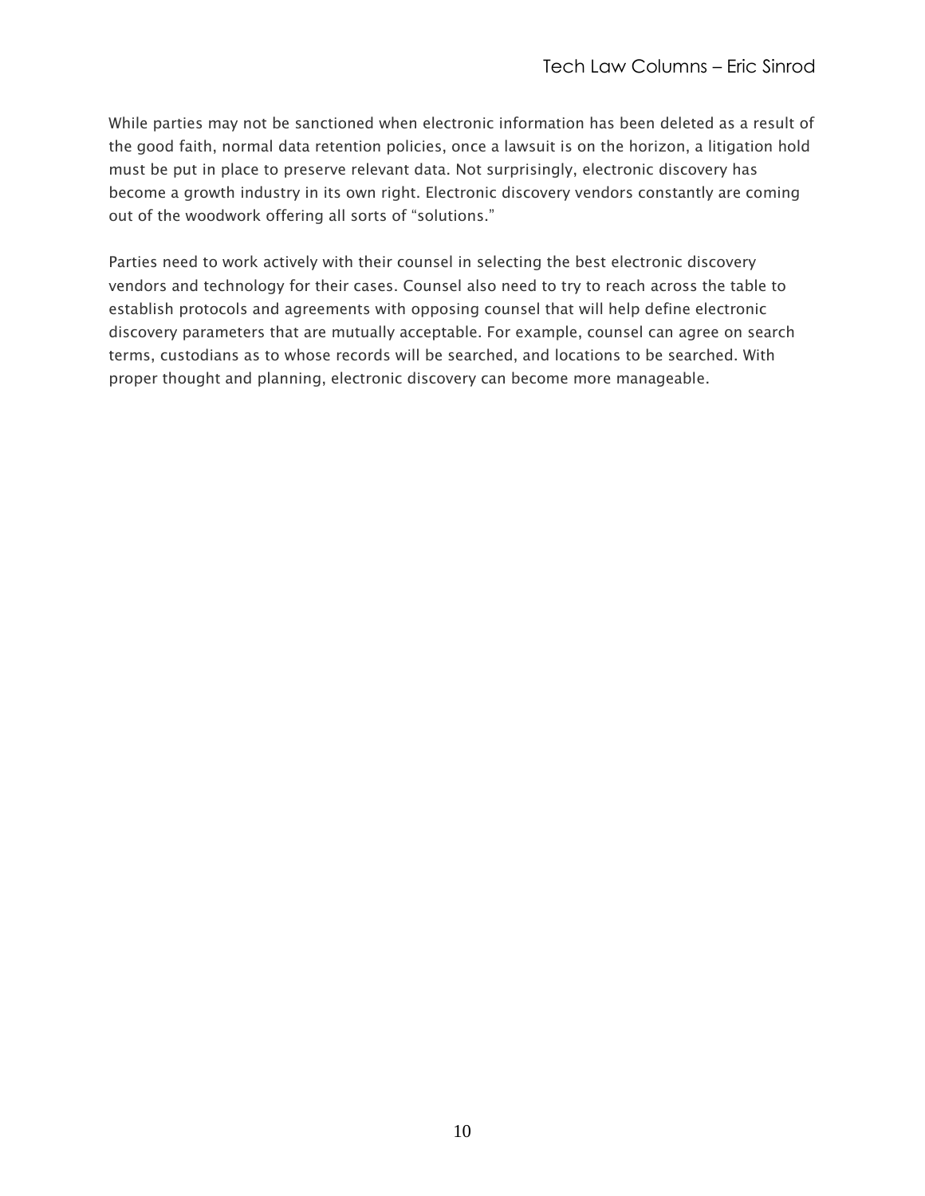While parties may not be sanctioned when electronic information has been deleted as a result of the good faith, normal data retention policies, once a lawsuit is on the horizon, a litigation hold must be put in place to preserve relevant data. Not surprisingly, electronic discovery has become a growth industry in its own right. Electronic discovery vendors constantly are coming out of the woodwork offering all sorts of "solutions."

Parties need to work actively with their counsel in selecting the best electronic discovery vendors and technology for their cases. Counsel also need to try to reach across the table to establish protocols and agreements with opposing counsel that will help define electronic discovery parameters that are mutually acceptable. For example, counsel can agree on search terms, custodians as to whose records will be searched, and locations to be searched. With proper thought and planning, electronic discovery can become more manageable.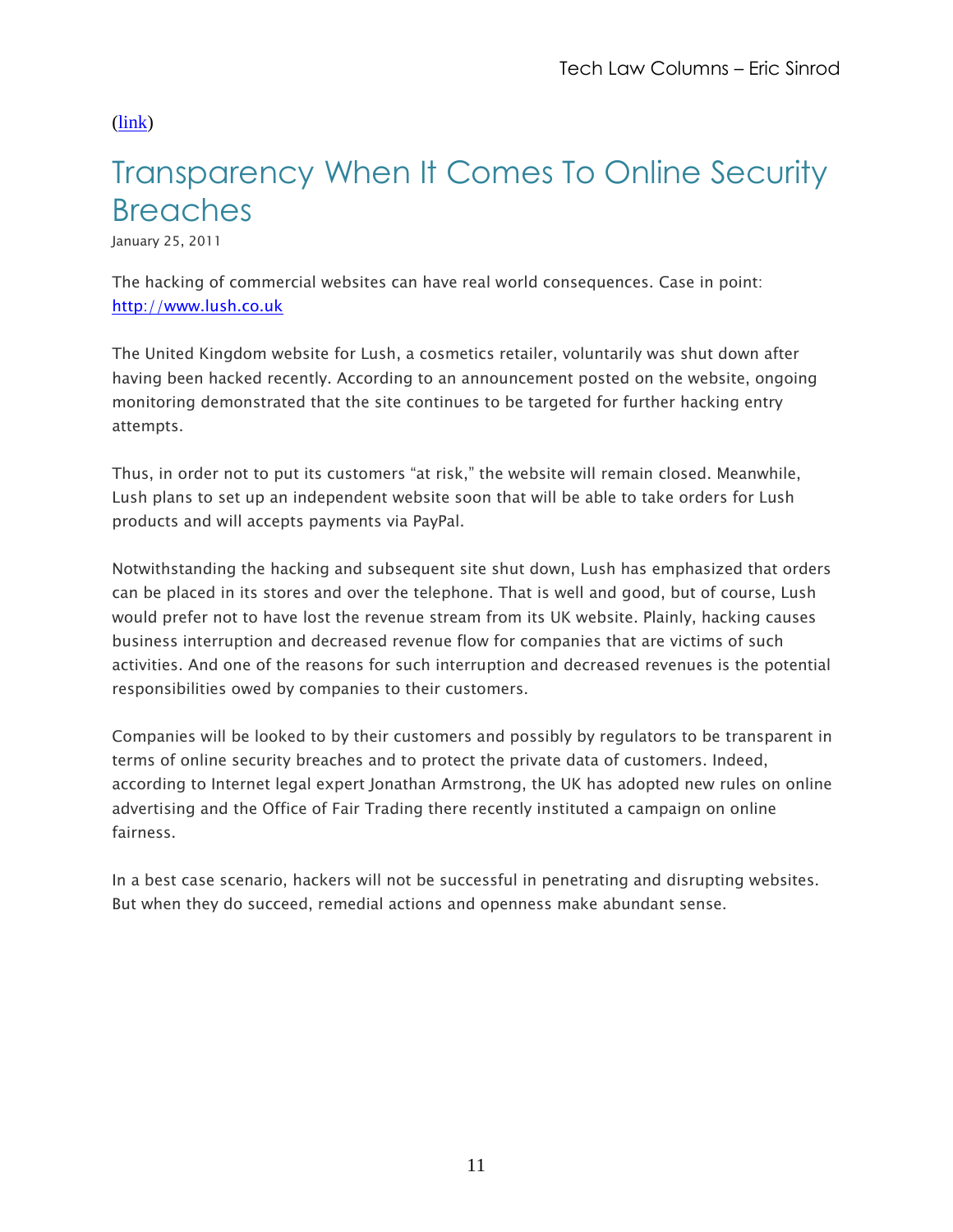(link)

# Transparency When It Comes To Online Security Breaches

January 25, 2011

The hacking of commercial websites can have real world consequences. Case in point: http://www.lush.co.uk

The United Kingdom website for Lush, a cosmetics retailer, voluntarily was shut down after having been hacked recently. According to an announcement posted on the website, ongoing monitoring demonstrated that the site continues to be targeted for further hacking entry attempts.

Thus, in order not to put its customers “at risk,” the website will remain closed. Meanwhile, Lush plans to set up an independent website soon that will be able to take orders for Lush products and will accepts payments via PayPal.

Notwithstanding the hacking and subsequent site shut down, Lush has emphasized that orders can be placed in its stores and over the telephone. That is well and good, but of course, Lush would prefer not to have lost the revenue stream from its UK website. Plainly, hacking causes business interruption and decreased revenue flow for companies that are victims of such activities. And one of the reasons for such interruption and decreased revenues is the potential responsibilities owed by companies to their customers.

Companies will be looked to by their customers and possibly by regulators to be transparent in terms of online security breaches and to protect the private data of customers. Indeed, according to Internet legal expert Jonathan Armstrong, the UK has adopted new rules on online advertising and the Office of Fair Trading there recently instituted a campaign on online fairness.

In a best case scenario, hackers will not be successful in penetrating and disrupting websites. But when they do succeed, remedial actions and openness make abundant sense.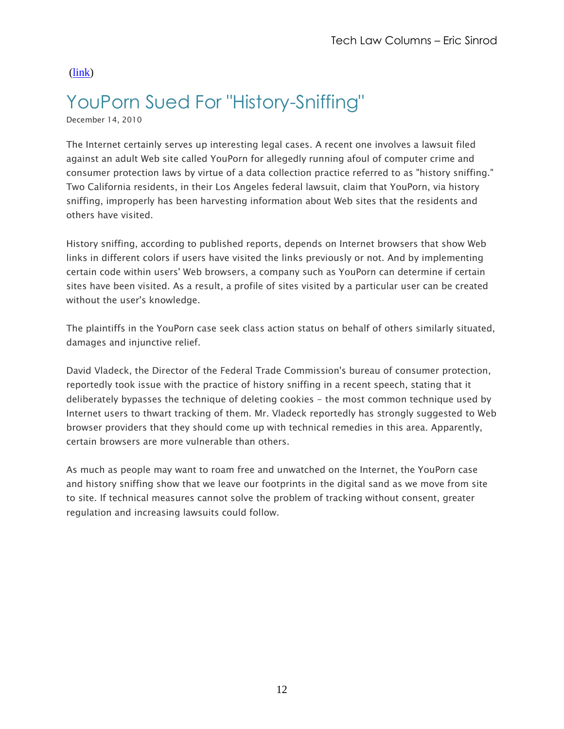(link)

# YouPorn Sued For "History-Sniffing"

December 14, 2010

The Internet certainly serves up interesting legal cases. A recent one involves a lawsuit filed against an adult Web site called YouPorn for allegedly running afoul of computer crime and consumer protection laws by virtue of a data collection practice referred to as "history sniffing." Two California residents, in their Los Angeles federal lawsuit, claim that YouPorn, via history sniffing, improperly has been harvesting information about Web sites that the residents and others have visited.

History sniffing, according to published reports, depends on Internet browsers that show Web links in different colors if users have visited the links previously or not. And by implementing certain code within users' Web browsers, a company such as YouPorn can determine if certain sites have been visited. As a result, a profile of sites visited by a particular user can be created without the user's knowledge.

The plaintiffs in the YouPorn case seek class action status on behalf of others similarly situated, damages and injunctive relief.

David Vladeck, the Director of the Federal Trade Commission's bureau of consumer protection, reportedly took issue with the practice of history sniffing in a recent speech, stating that it deliberately bypasses the technique of deleting cookies – the most common technique used by Internet users to thwart tracking of them. Mr. Vladeck reportedly has strongly suggested to Web browser providers that they should come up with technical remedies in this area. Apparently, certain browsers are more vulnerable than others.

As much as people may want to roam free and unwatched on the Internet, the YouPorn case and history sniffing show that we leave our footprints in the digital sand as we move from site to site. If technical measures cannot solve the problem of tracking without consent, greater regulation and increasing lawsuits could follow.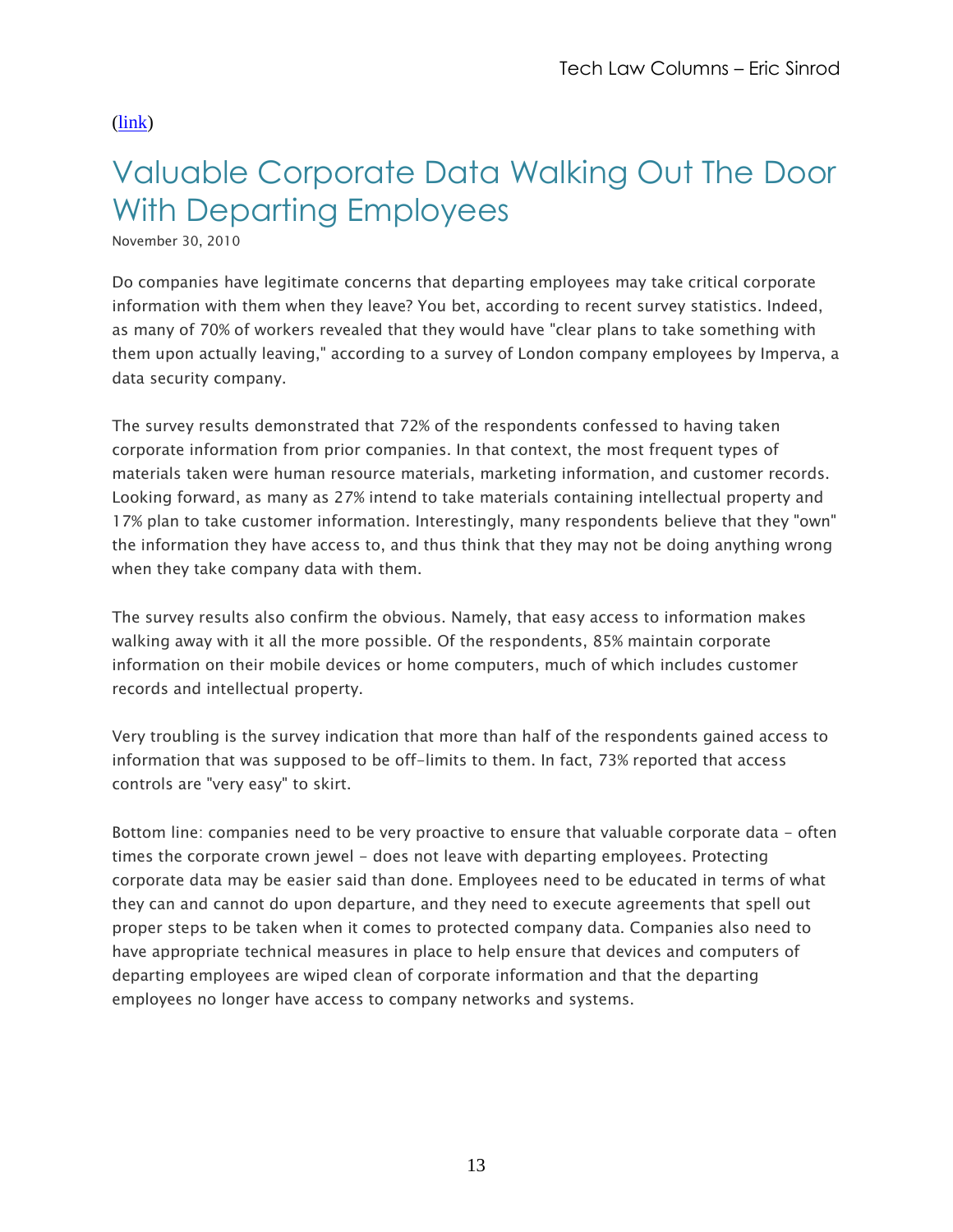(link)

# Valuable Corporate Data Walking Out The Door With Departing Employees

November 30, 2010

Do companies have legitimate concerns that departing employees may take critical corporate information with them when they leave? You bet, according to recent survey statistics. Indeed, as many of 70% of workers revealed that they would have "clear plans to take something with them upon actually leaving," according to a survey of London company employees by Imperva, a data security company.

The survey results demonstrated that 72% of the respondents confessed to having taken corporate information from prior companies. In that context, the most frequent types of materials taken were human resource materials, marketing information, and customer records. Looking forward, as many as 27% intend to take materials containing intellectual property and 17% plan to take customer information. Interestingly, many respondents believe that they "own" the information they have access to, and thus think that they may not be doing anything wrong when they take company data with them.

The survey results also confirm the obvious. Namely, that easy access to information makes walking away with it all the more possible. Of the respondents, 85% maintain corporate information on their mobile devices or home computers, much of which includes customer records and intellectual property.

Very troubling is the survey indication that more than half of the respondents gained access to information that was supposed to be off-limits to them. In fact, 73% reported that access controls are "very easy" to skirt.

Bottom line: companies need to be very proactive to ensure that valuable corporate data - often times the corporate crown jewel - does not leave with departing employees. Protecting corporate data may be easier said than done. Employees need to be educated in terms of what they can and cannot do upon departure, and they need to execute agreements that spell out proper steps to be taken when it comes to protected company data. Companies also need to have appropriate technical measures in place to help ensure that devices and computers of departing employees are wiped clean of corporate information and that the departing employees no longer have access to company networks and systems.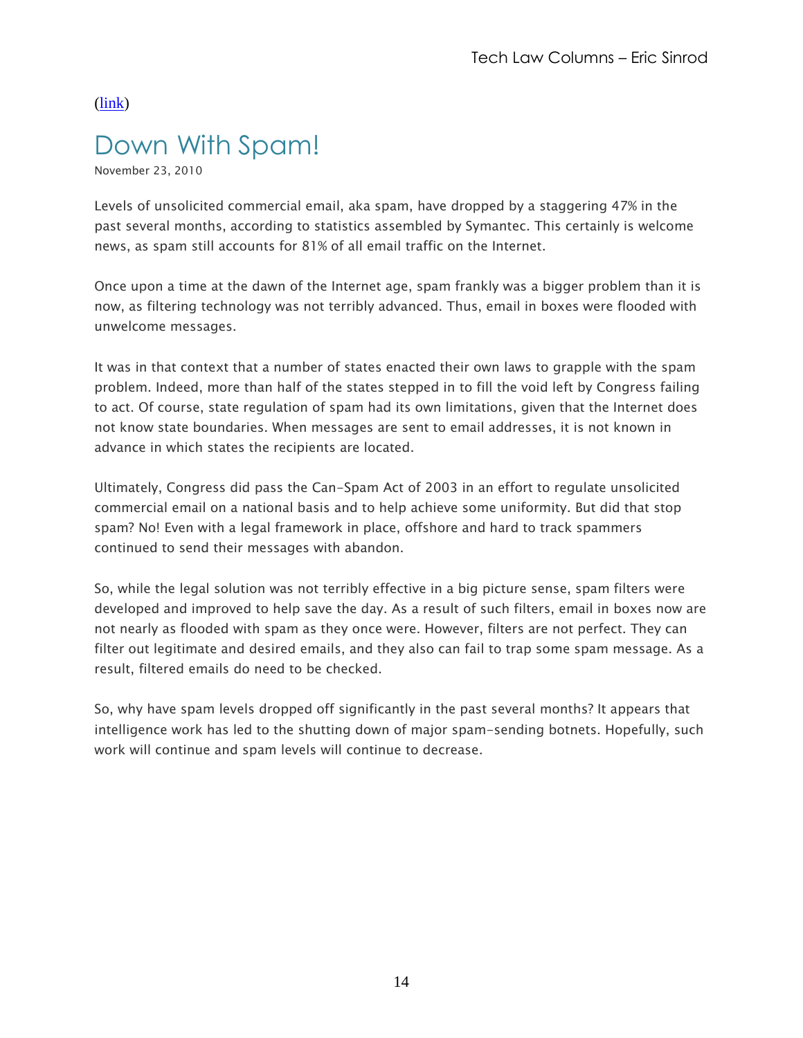(link)

# Down With Spam!

November 23, 2010

Levels of unsolicited commercial email, aka spam, have dropped by a staggering 47% in the past several months, according to statistics assembled by Symantec. This certainly is welcome news, as spam still accounts for 81% of all email traffic on the Internet.

Once upon a time at the dawn of the Internet age, spam frankly was a bigger problem than it is now, as filtering technology was not terribly advanced. Thus, email in boxes were flooded with unwelcome messages.

It was in that context that a number of states enacted their own laws to grapple with the spam problem. Indeed, more than half of the states stepped in to fill the void left by Congress failing to act. Of course, state regulation of spam had its own limitations, given that the Internet does not know state boundaries. When messages are sent to email addresses, it is not known in advance in which states the recipients are located.

Ultimately, Congress did pass the Can-Spam Act of 2003 in an effort to regulate unsolicited commercial email on a national basis and to help achieve some uniformity. But did that stop spam? No! Even with a legal framework in place, offshore and hard to track spammers continued to send their messages with abandon.

So, while the legal solution was not terribly effective in a big picture sense, spam filters were developed and improved to help save the day. As a result of such filters, email in boxes now are not nearly as flooded with spam as they once were. However, filters are not perfect. They can filter out legitimate and desired emails, and they also can fail to trap some spam message. As a result, filtered emails do need to be checked.

So, why have spam levels dropped off significantly in the past several months? It appears that intelligence work has led to the shutting down of major spam-sending botnets. Hopefully, such work will continue and spam levels will continue to decrease.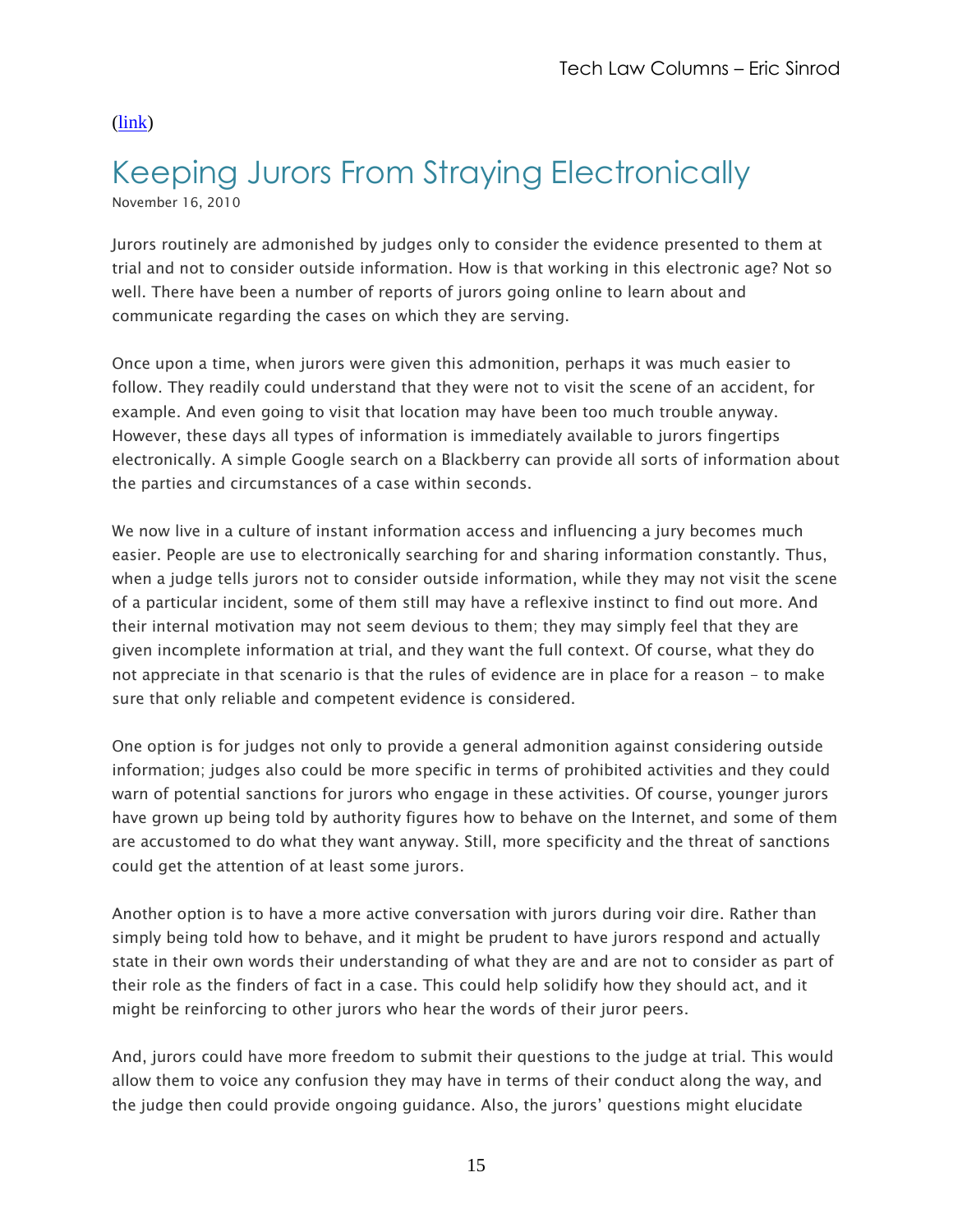([link](#))

# Keeping Jurors From Straying Electronically

November 16, 2010

Jurors routinely are admonished by judges only to consider the evidence presented to them at trial and not to consider outside information. How is that working in this electronic age? Not so well. There have been a number of reports of jurors going online to learn about and communicate regarding the cases on which they are serving.

Once upon a time, when jurors were given this admonition, perhaps it was much easier to follow. They readily could understand that they were not to visit the scene of an accident, for example. And even going to visit that location may have been too much trouble anyway. However, these days all types of information is immediately available to jurors fingertips electronically. A simple Google search on a Blackberry can provide all sorts of information about the parties and circumstances of a case within seconds.

We now live in a culture of instant information access and influencing a jury becomes much easier. People are use to electronically searching for and sharing information constantly. Thus, when a judge tells jurors not to consider outside information, while they may not visit the scene of a particular incident, some of them still may have a reflexive instinct to find out more. And their internal motivation may not seem devious to them; they may simply feel that they are given incomplete information at trial, and they want the full context. Of course, what they do not appreciate in that scenario is that the rules of evidence are in place for a reason – to make sure that only reliable and competent evidence is considered.

One option is for judges not only to provide a general admonition against considering outside information; judges also could be more specific in terms of prohibited activities and they could warn of potential sanctions for jurors who engage in these activities. Of course, younger jurors have grown up being told by authority figures how to behave on the Internet, and some of them are accustomed to do what they want anyway. Still, more specificity and the threat of sanctions could get the attention of at least some jurors.

Another option is to have a more active conversation with jurors during voir dire. Rather than simply being told how to behave, and it might be prudent to have jurors respond and actually state in their own words their understanding of what they are and are not to consider as part of their role as the finders of fact in a case. This could help solidify how they should act, and it might be reinforcing to other jurors who hear the words of their juror peers.

And, jurors could have more freedom to submit their questions to the judge at trial. This would allow them to voice any confusion they may have in terms of their conduct along the way, and the judge then could provide ongoing guidance. Also, the jurors' questions might elucidate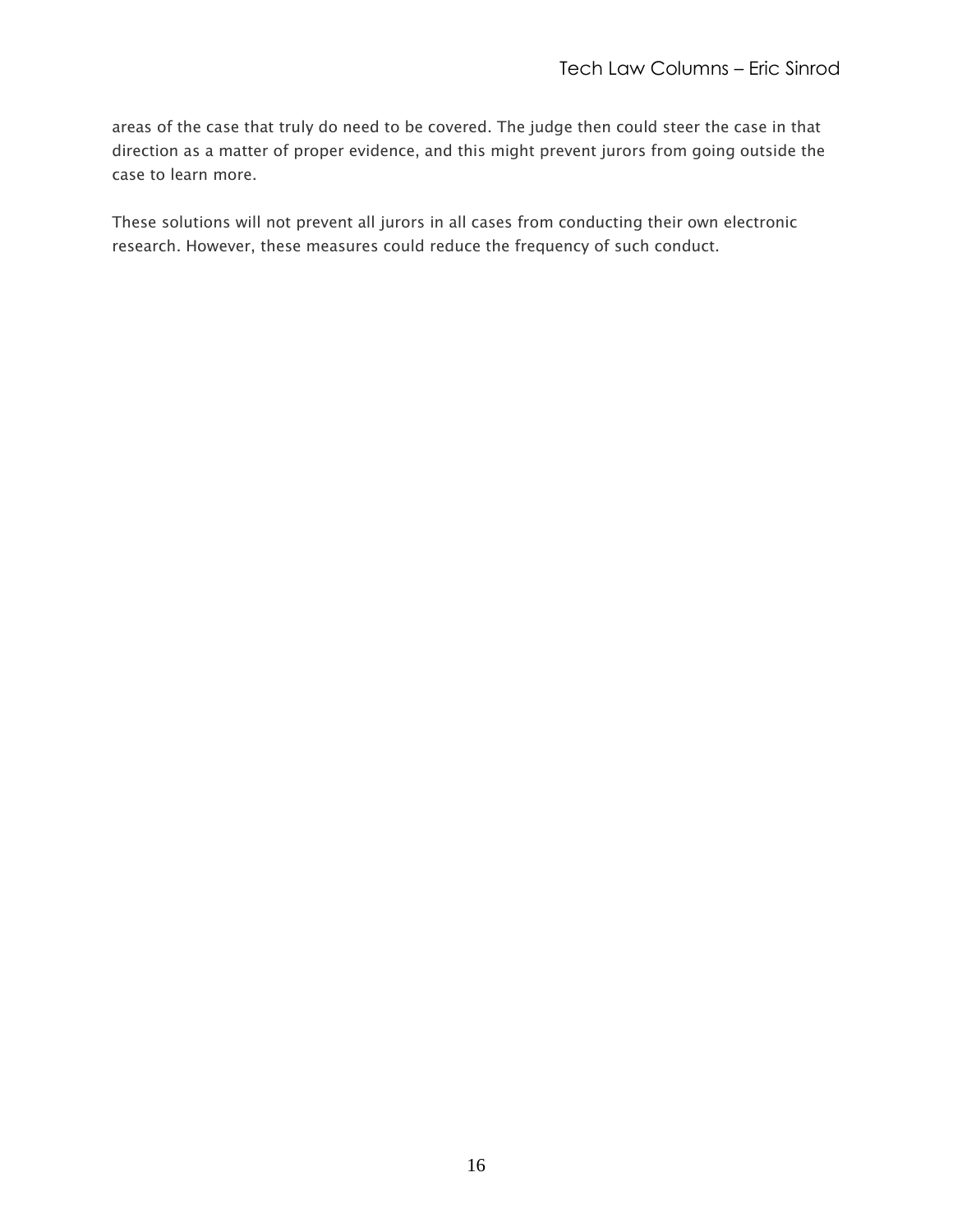areas of the case that truly do need to be covered. The judge then could steer the case in that direction as a matter of proper evidence, and this might prevent jurors from going outside the case to learn more.

These solutions will not prevent all jurors in all cases from conducting their own electronic research. However, these measures could reduce the frequency of such conduct.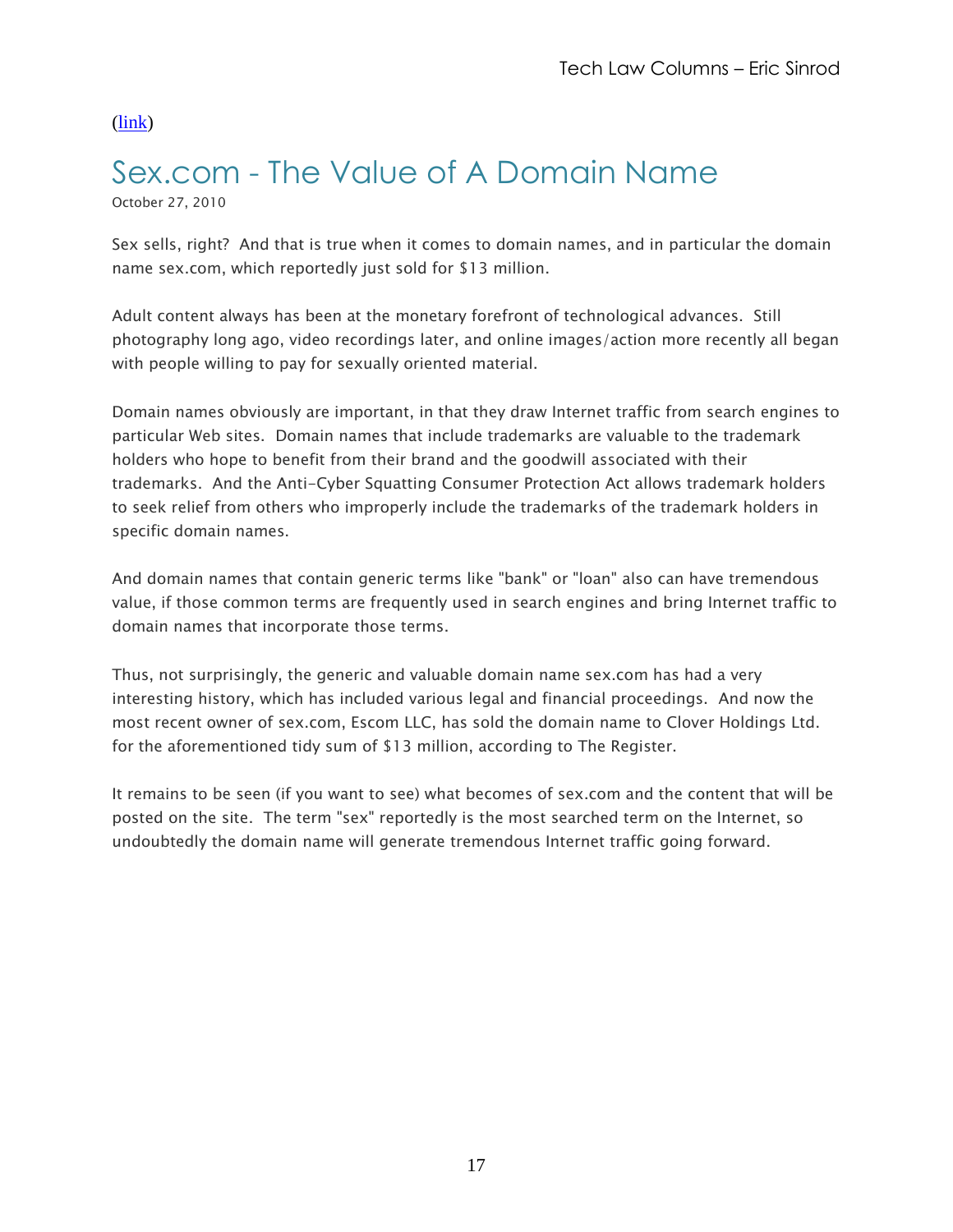(link)

# Sex.com - The Value of A Domain Name

October 27, 2010

Sex sells, right? And that is true when it comes to domain names, and in particular the domain name sex.com, which reportedly just sold for $13 million.

Adult content always has been at the monetary forefront of technological advances. Still photography long ago, video recordings later, and online images/action more recently all began with people willing to pay for sexually oriented material.

Domain names obviously are important, in that they draw Internet traffic from search engines to particular Web sites. Domain names that include trademarks are valuable to the trademark holders who hope to benefit from their brand and the goodwill associated with their trademarks. And the Anti-Cyber Squatting Consumer Protection Act allows trademark holders to seek relief from others who improperly include the trademarks of the trademark holders in specific domain names.

And domain names that contain generic terms like "bank" or "loan" also can have tremendous value, if those common terms are frequently used in search engines and bring Internet traffic to domain names that incorporate those terms.

Thus, not surprisingly, the generic and valuable domain name sex.com has had a very interesting history, which has included various legal and financial proceedings. And now the most recent owner of sex.com, Escom LLC, has sold the domain name to Clover Holdings Ltd. for the aforementioned tidy sum of $13 million, according to The Register.

It remains to be seen (if you want to see) what becomes of sex.com and the content that will be posted on the site. The term "sex" reportedly is the most searched term on the Internet, so undoubtedly the domain name will generate tremendous Internet traffic going forward.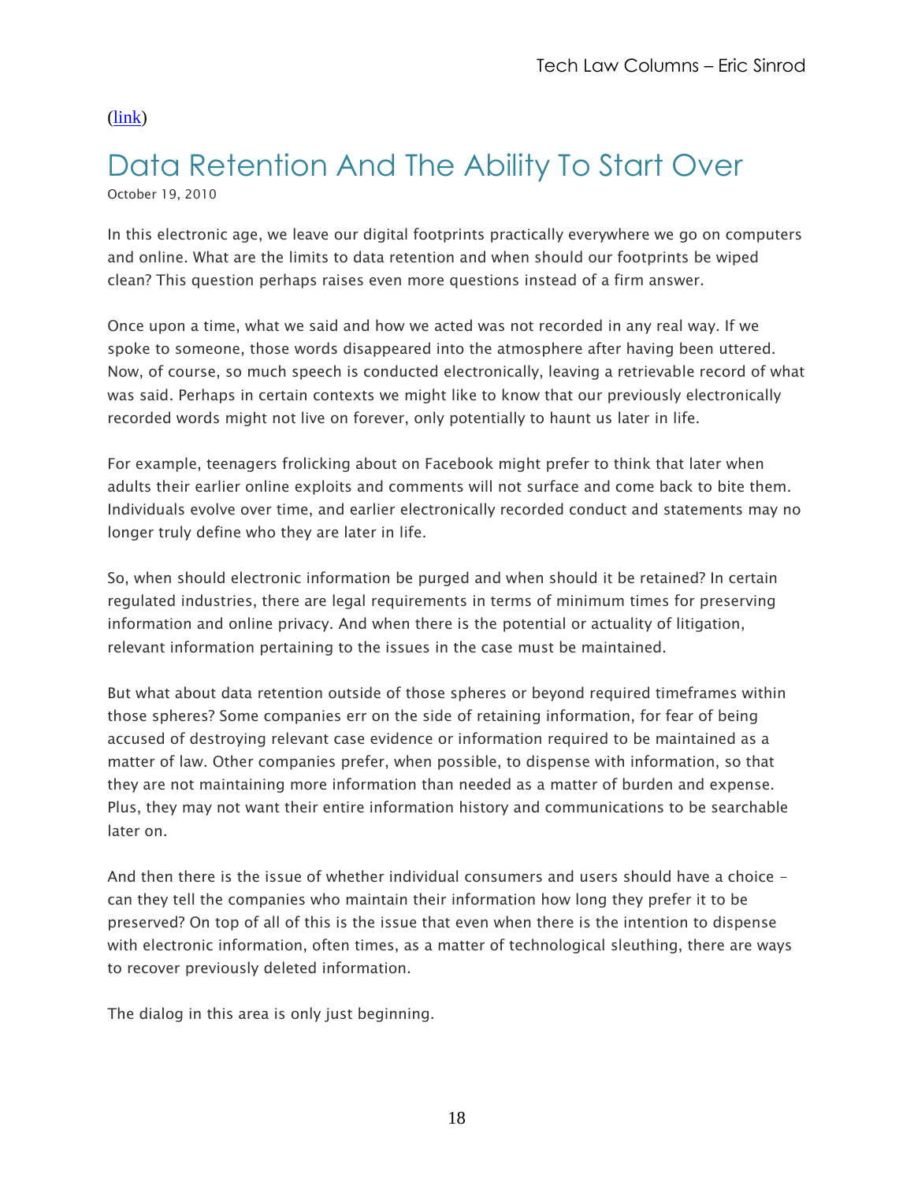(link)

# Data Retention And The Ability To Start Over

October 19, 2010

In this electronic age, we leave our digital footprints practically everywhere we go on computers and online. What are the limits to data retention and when should our footprints be wiped clean? This question perhaps raises even more questions instead of a firm answer.

Once upon a time, what we said and how we acted was not recorded in any real way. If we spoke to someone, those words disappeared into the atmosphere after having been uttered. Now, of course, so much speech is conducted electronically, leaving a retrievable record of what was said. Perhaps in certain contexts we might like to know that our previously electronically recorded words might not live on forever, only potentially to haunt us later in life.

For example, teenagers frolicking about on Facebook might prefer to think that later when adults their earlier online exploits and comments will not surface and come back to bite them. Individuals evolve over time, and earlier electronically recorded conduct and statements may no longer truly define who they are later in life.

So, when should electronic information be purged and when should it be retained? In certain regulated industries, there are legal requirements in terms of minimum times for preserving information and online privacy. And when there is the potential or actuality of litigation, relevant information pertaining to the issues in the case must be maintained.

But what about data retention outside of those spheres or beyond required timeframes within those spheres? Some companies err on the side of retaining information, for fear of being accused of destroying relevant case evidence or information required to be maintained as a matter of law. Other companies prefer, when possible, to dispense with information, so that they are not maintaining more information than needed as a matter of burden and expense. Plus, they may not want their entire information history and communications to be searchable later on.

And then there is the issue of whether individual consumers and users should have a choice – can they tell the companies who maintain their information how long they prefer it to be preserved? On top of all of this is the issue that even when there is the intention to dispense with electronic information, often times, as a matter of technological sleuthing, there are ways to recover previously deleted information.

The dialog in this area is only just beginning.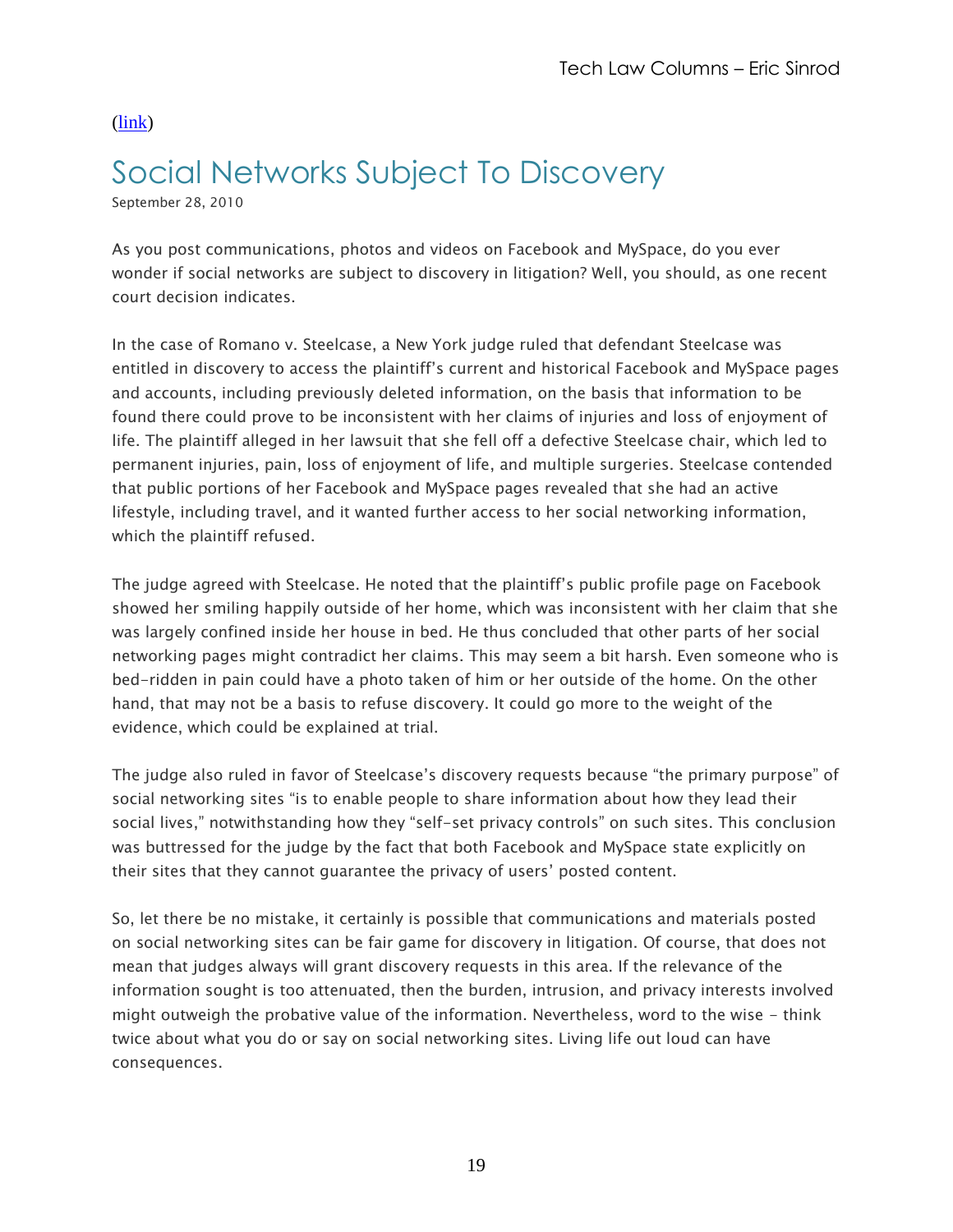([link](link))

# Social Networks Subject To Discovery

September 28, 2010

As you post communications, photos and videos on Facebook and MySpace, do you ever wonder if social networks are subject to discovery in litigation? Well, you should, as one recent court decision indicates.

In the case of Romano v. Steelcase, a New York judge ruled that defendant Steelcase was entitled in discovery to access the plaintiff's current and historical Facebook and MySpace pages and accounts, including previously deleted information, on the basis that information to be found there could prove to be inconsistent with her claims of injuries and loss of enjoyment of life. The plaintiff alleged in her lawsuit that she fell off a defective Steelcase chair, which led to permanent injuries, pain, loss of enjoyment of life, and multiple surgeries. Steelcase contended that public portions of her Facebook and MySpace pages revealed that she had an active lifestyle, including travel, and it wanted further access to her social networking information, which the plaintiff refused.

The judge agreed with Steelcase. He noted that the plaintiff's public profile page on Facebook showed her smiling happily outside of her home, which was inconsistent with her claim that she was largely confined inside her house in bed. He thus concluded that other parts of her social networking pages might contradict her claims. This may seem a bit harsh. Even someone who is bed-ridden in pain could have a photo taken of him or her outside of the home. On the other hand, that may not be a basis to refuse discovery. It could go more to the weight of the evidence, which could be explained at trial.

The judge also ruled in favor of Steelcase's discovery requests because "the primary purpose" of social networking sites "is to enable people to share information about how they lead their social lives," notwithstanding how they "self-set privacy controls" on such sites. This conclusion was buttressed for the judge by the fact that both Facebook and MySpace state explicitly on their sites that they cannot guarantee the privacy of users' posted content.

So, let there be no mistake, it certainly is possible that communications and materials posted on social networking sites can be fair game for discovery in litigation. Of course, that does not mean that judges always will grant discovery requests in this area. If the relevance of the information sought is too attenuated, then the burden, intrusion, and privacy interests involved might outweigh the probative value of the information. Nevertheless, word to the wise - think twice about what you do or say on social networking sites. Living life out loud can have consequences.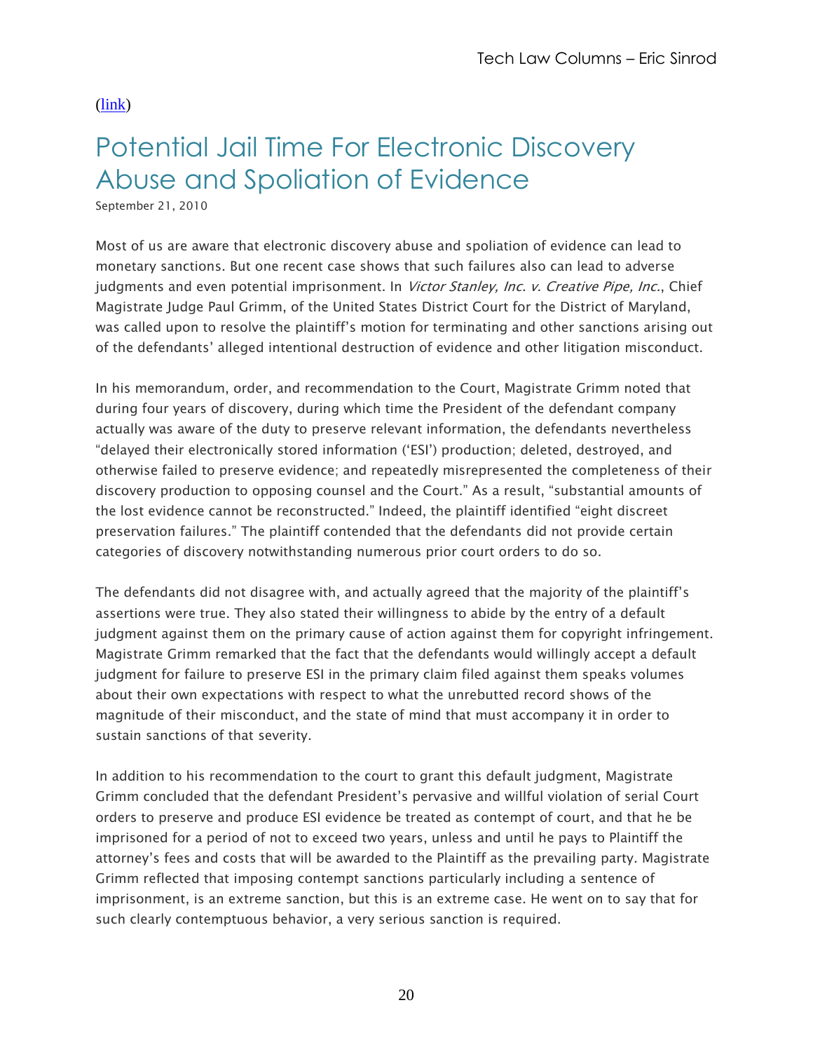(link)

# Potential Jail Time For Electronic Discovery Abuse and Spoliation of Evidence

September 21, 2010

Most of us are aware that electronic discovery abuse and spoliation of evidence can lead to monetary sanctions. But one recent case shows that such failures also can lead to adverse judgments and even potential imprisonment. In *Victor Stanley, Inc. v. Creative Pipe, Inc.*, Chief Magistrate Judge Paul Grimm, of the United States District Court for the District of Maryland, was called upon to resolve the plaintiff's motion for terminating and other sanctions arising out of the defendants' alleged intentional destruction of evidence and other litigation misconduct.

In his memorandum, order, and recommendation to the Court, Magistrate Grimm noted that during four years of discovery, during which time the President of the defendant company actually was aware of the duty to preserve relevant information, the defendants nevertheless "delayed their electronically stored information ('ESI') production; deleted, destroyed, and otherwise failed to preserve evidence; and repeatedly misrepresented the completeness of their discovery production to opposing counsel and the Court." As a result, "substantial amounts of the lost evidence cannot be reconstructed." Indeed, the plaintiff identified "eight discreet preservation failures." The plaintiff contended that the defendants did not provide certain categories of discovery notwithstanding numerous prior court orders to do so.

The defendants did not disagree with, and actually agreed that the majority of the plaintiff's assertions were true. They also stated their willingness to abide by the entry of a default judgment against them on the primary cause of action against them for copyright infringement. Magistrate Grimm remarked that the fact that the defendants would willingly accept a default judgment for failure to preserve ESI in the primary claim filed against them speaks volumes about their own expectations with respect to what the unrebutted record shows of the magnitude of their misconduct, and the state of mind that must accompany it in order to sustain sanctions of that severity.

In addition to his recommendation to the court to grant this default judgment, Magistrate Grimm concluded that the defendant President's pervasive and willful violation of serial Court orders to preserve and produce ESI evidence be treated as contempt of court, and that he be imprisoned for a period of not to exceed two years, unless and until he pays to Plaintiff the attorney's fees and costs that will be awarded to the Plaintiff as the prevailing party. Magistrate Grimm reflected that imposing contempt sanctions particularly including a sentence of imprisonment, is an extreme sanction, but this is an extreme case. He went on to say that for such clearly contemptuous behavior, a very serious sanction is required.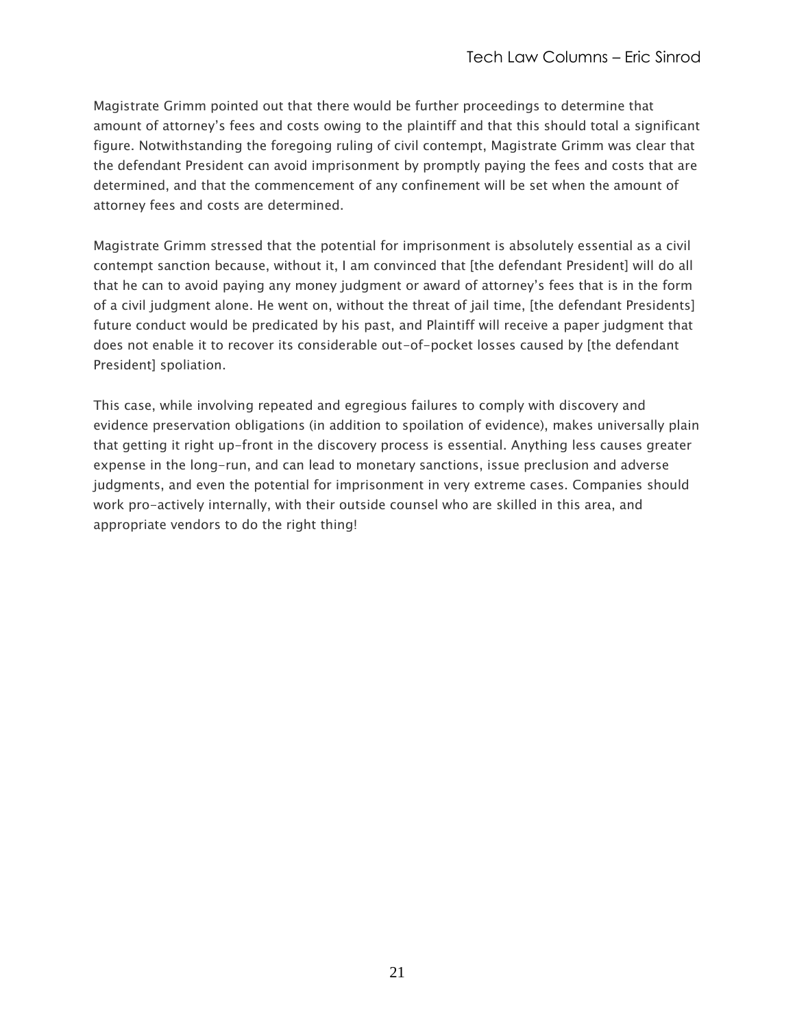Magistrate Grimm pointed out that there would be further proceedings to determine that amount of attorney's fees and costs owing to the plaintiff and that this should total a significant figure. Notwithstanding the foregoing ruling of civil contempt, Magistrate Grimm was clear that the defendant President can avoid imprisonment by promptly paying the fees and costs that are determined, and that the commencement of any confinement will be set when the amount of attorney fees and costs are determined.

Magistrate Grimm stressed that the potential for imprisonment is absolutely essential as a civil contempt sanction because, without it, I am convinced that [the defendant President] will do all that he can to avoid paying any money judgment or award of attorney's fees that is in the form of a civil judgment alone. He went on, without the threat of jail time, [the defendant Presidents] future conduct would be predicated by his past, and Plaintiff will receive a paper judgment that does not enable it to recover its considerable out-of-pocket losses caused by [the defendant President] spoliation.

This case, while involving repeated and egregious failures to comply with discovery and evidence preservation obligations (in addition to spoilation of evidence), makes universally plain that getting it right up-front in the discovery process is essential. Anything less causes greater expense in the long-run, and can lead to monetary sanctions, issue preclusion and adverse judgments, and even the potential for imprisonment in very extreme cases. Companies should work pro-actively internally, with their outside counsel who are skilled in this area, and appropriate vendors to do the right thing!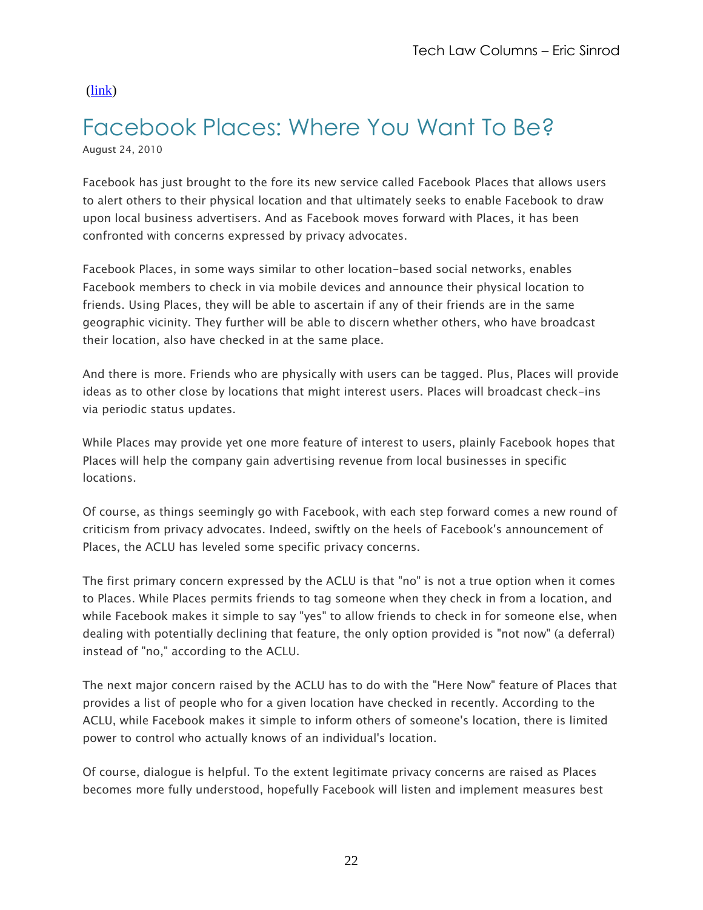([link](link))

# Facebook Places: Where You Want To Be?

August 24, 2010

Facebook has just brought to the fore its new service called Facebook Places that allows users to alert others to their physical location and that ultimately seeks to enable Facebook to draw upon local business advertisers. And as Facebook moves forward with Places, it has been confronted with concerns expressed by privacy advocates.

Facebook Places, in some ways similar to other location-based social networks, enables Facebook members to check in via mobile devices and announce their physical location to friends. Using Places, they will be able to ascertain if any of their friends are in the same geographic vicinity. They further will be able to discern whether others, who have broadcast their location, also have checked in at the same place.

And there is more. Friends who are physically with users can be tagged. Plus, Places will provide ideas as to other close by locations that might interest users. Places will broadcast check-ins via periodic status updates.

While Places may provide yet one more feature of interest to users, plainly Facebook hopes that Places will help the company gain advertising revenue from local businesses in specific locations.

Of course, as things seemingly go with Facebook, with each step forward comes a new round of criticism from privacy advocates. Indeed, swiftly on the heels of Facebook's announcement of Places, the ACLU has leveled some specific privacy concerns.

The first primary concern expressed by the ACLU is that "no" is not a true option when it comes to Places. While Places permits friends to tag someone when they check in from a location, and while Facebook makes it simple to say "yes" to allow friends to check in for someone else, when dealing with potentially declining that feature, the only option provided is "not now" (a deferral) instead of "no," according to the ACLU.

The next major concern raised by the ACLU has to do with the "Here Now" feature of Places that provides a list of people who for a given location have checked in recently. According to the ACLU, while Facebook makes it simple to inform others of someone's location, there is limited power to control who actually knows of an individual's location.

Of course, dialogue is helpful. To the extent legitimate privacy concerns are raised as Places becomes more fully understood, hopefully Facebook will listen and implement measures best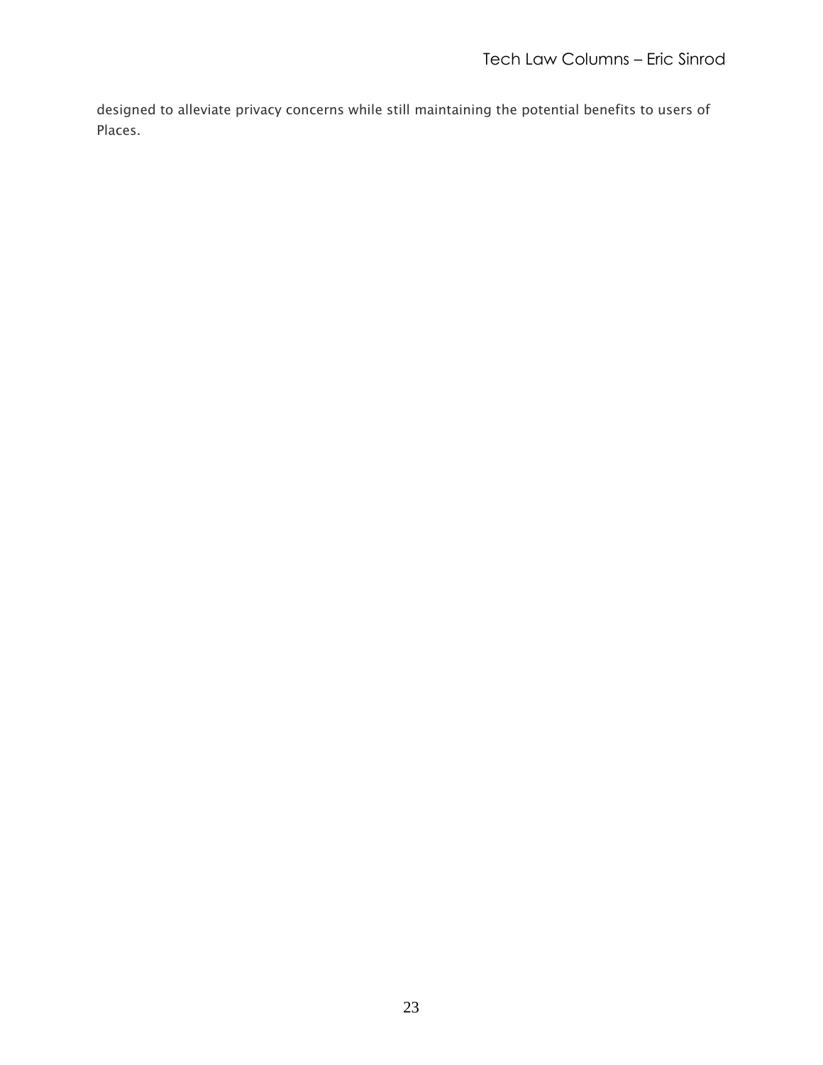designed to alleviate privacy concerns while still maintaining the potential benefits to users of Places.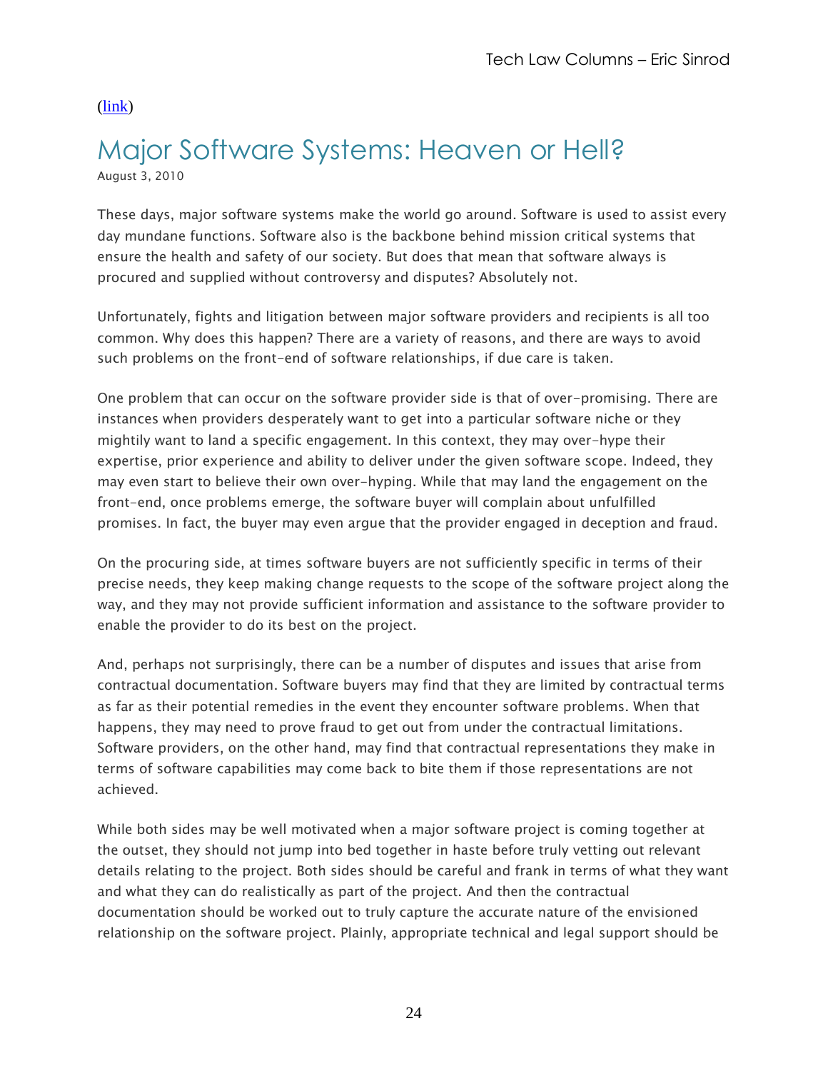(link)

# Major Software Systems: Heaven or Hell?

August 3, 2010

These days, major software systems make the world go around. Software is used to assist every day mundane functions. Software also is the backbone behind mission critical systems that ensure the health and safety of our society. But does that mean that software always is procured and supplied without controversy and disputes? Absolutely not.

Unfortunately, fights and litigation between major software providers and recipients is all too common. Why does this happen? There are a variety of reasons, and there are ways to avoid such problems on the front-end of software relationships, if due care is taken.

One problem that can occur on the software provider side is that of over-promising. There are instances when providers desperately want to get into a particular software niche or they mightily want to land a specific engagement. In this context, they may over-hype their expertise, prior experience and ability to deliver under the given software scope. Indeed, they may even start to believe their own over-hyping. While that may land the engagement on the front-end, once problems emerge, the software buyer will complain about unfulfilled promises. In fact, the buyer may even argue that the provider engaged in deception and fraud.

On the procuring side, at times software buyers are not sufficiently specific in terms of their precise needs, they keep making change requests to the scope of the software project along the way, and they may not provide sufficient information and assistance to the software provider to enable the provider to do its best on the project.

And, perhaps not surprisingly, there can be a number of disputes and issues that arise from contractual documentation. Software buyers may find that they are limited by contractual terms as far as their potential remedies in the event they encounter software problems. When that happens, they may need to prove fraud to get out from under the contractual limitations. Software providers, on the other hand, may find that contractual representations they make in terms of software capabilities may come back to bite them if those representations are not achieved.

While both sides may be well motivated when a major software project is coming together at the outset, they should not jump into bed together in haste before truly vetting out relevant details relating to the project. Both sides should be careful and frank in terms of what they want and what they can do realistically as part of the project. And then the contractual documentation should be worked out to truly capture the accurate nature of the envisioned relationship on the software project. Plainly, appropriate technical and legal support should be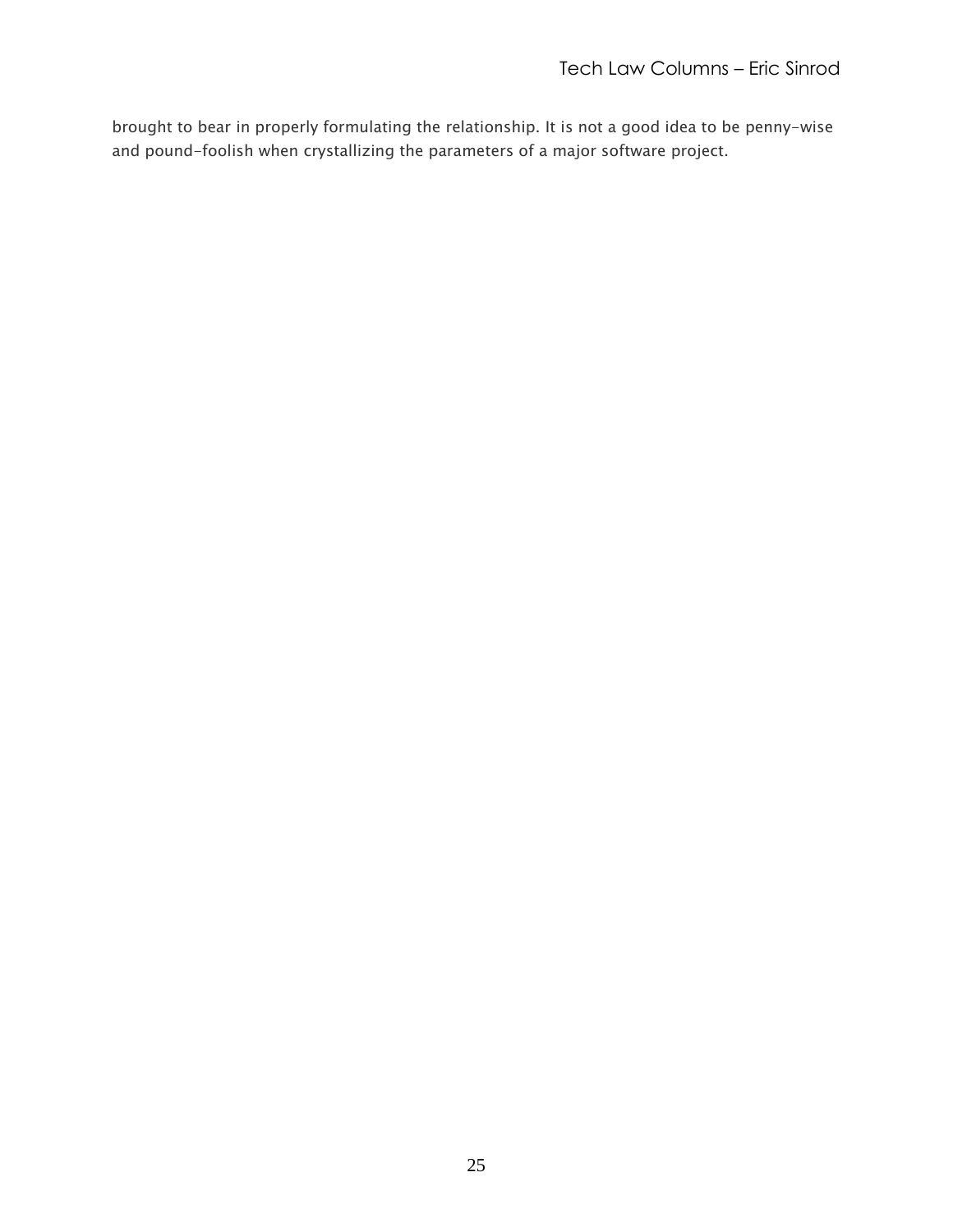brought to bear in properly formulating the relationship. It is not a good idea to be penny-wise and pound-foolish when crystallizing the parameters of a major software project.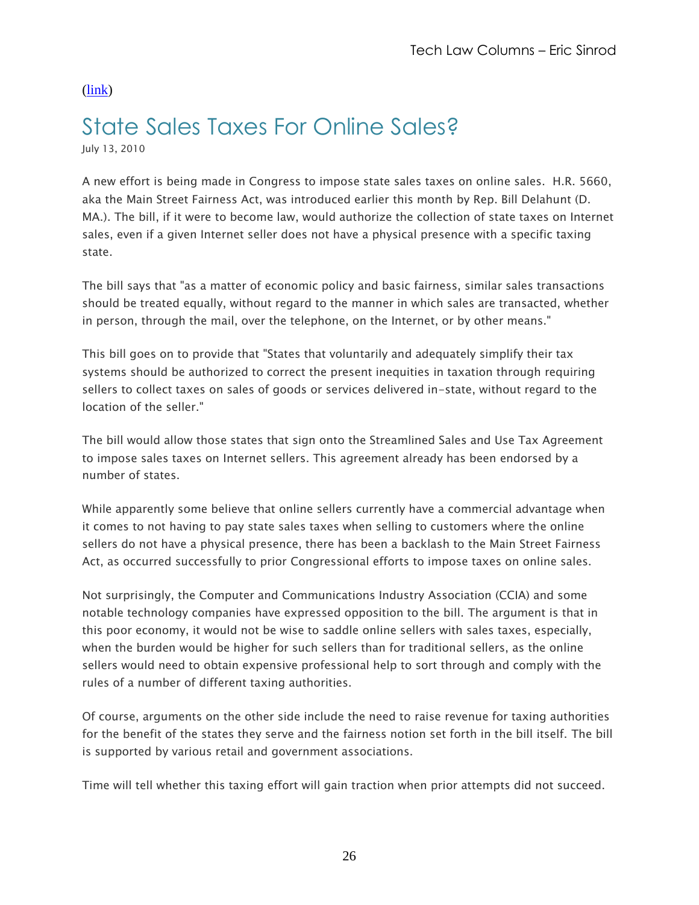(link)

# State Sales Taxes For Online Sales?

July 13, 2010

A new effort is being made in Congress to impose state sales taxes on online sales. H.R. 5660, aka the Main Street Fairness Act, was introduced earlier this month by Rep. Bill Delahunt (D. MA.). The bill, if it were to become law, would authorize the collection of state taxes on Internet sales, even if a given Internet seller does not have a physical presence with a specific taxing state.

The bill says that "as a matter of economic policy and basic fairness, similar sales transactions should be treated equally, without regard to the manner in which sales are transacted, whether in person, through the mail, over the telephone, on the Internet, or by other means."

This bill goes on to provide that "States that voluntarily and adequately simplify their tax systems should be authorized to correct the present inequities in taxation through requiring sellers to collect taxes on sales of goods or services delivered in-state, without regard to the location of the seller."

The bill would allow those states that sign onto the Streamlined Sales and Use Tax Agreement to impose sales taxes on Internet sellers. This agreement already has been endorsed by a number of states.

While apparently some believe that online sellers currently have a commercial advantage when it comes to not having to pay state sales taxes when selling to customers where the online sellers do not have a physical presence, there has been a backlash to the Main Street Fairness Act, as occurred successfully to prior Congressional efforts to impose taxes on online sales.

Not surprisingly, the Computer and Communications Industry Association (CCIA) and some notable technology companies have expressed opposition to the bill. The argument is that in this poor economy, it would not be wise to saddle online sellers with sales taxes, especially, when the burden would be higher for such sellers than for traditional sellers, as the online sellers would need to obtain expensive professional help to sort through and comply with the rules of a number of different taxing authorities.

Of course, arguments on the other side include the need to raise revenue for taxing authorities for the benefit of the states they serve and the fairness notion set forth in the bill itself. The bill is supported by various retail and government associations.

Time will tell whether this taxing effort will gain traction when prior attempts did not succeed.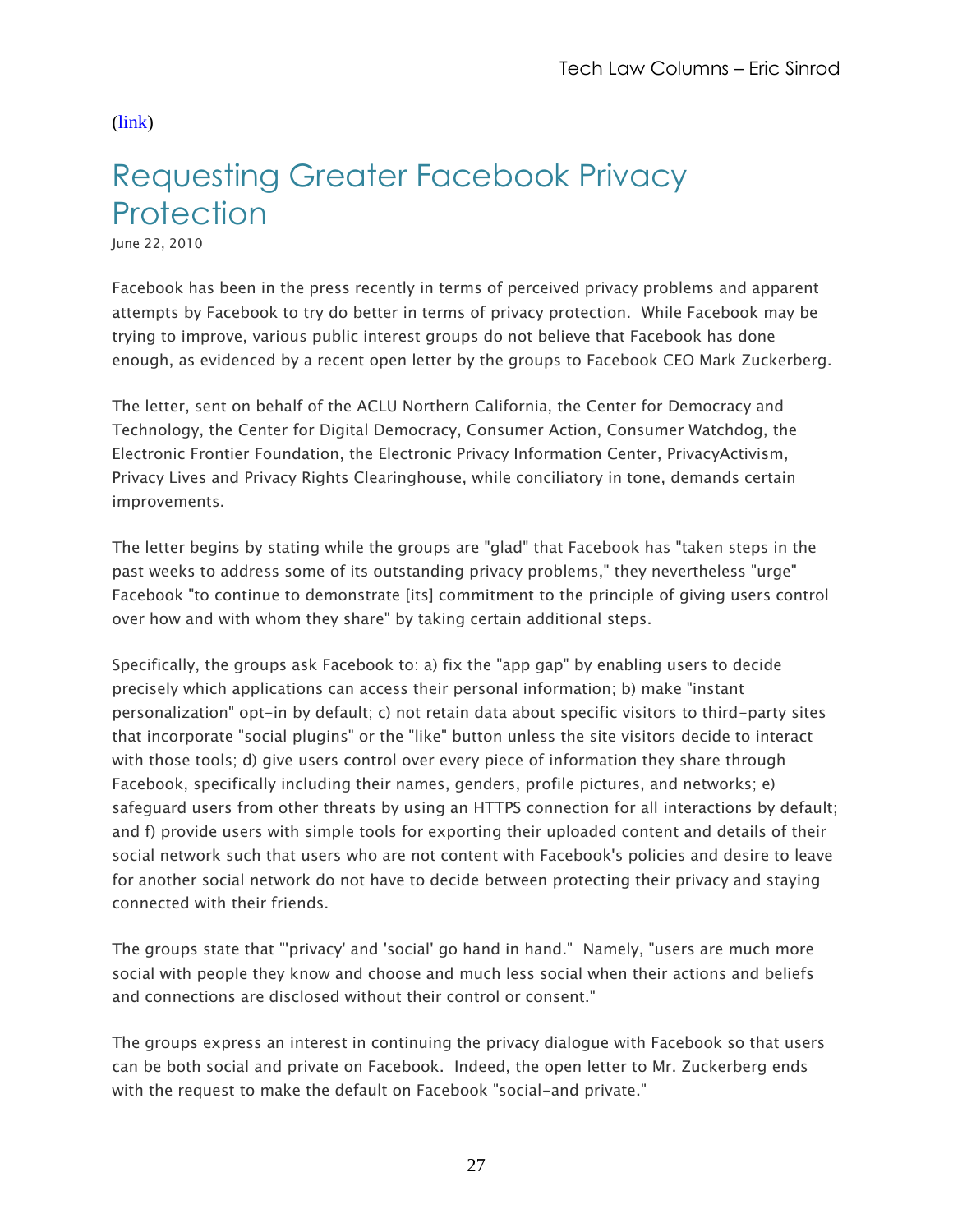(link)

# Requesting Greater Facebook Privacy Protection

June 22, 2010

Facebook has been in the press recently in terms of perceived privacy problems and apparent attempts by Facebook to try do better in terms of privacy protection. While Facebook may be trying to improve, various public interest groups do not believe that Facebook has done enough, as evidenced by a recent open letter by the groups to Facebook CEO Mark Zuckerberg.

The letter, sent on behalf of the ACLU Northern California, the Center for Democracy and Technology, the Center for Digital Democracy, Consumer Action, Consumer Watchdog, the Electronic Frontier Foundation, the Electronic Privacy Information Center, PrivacyActivism, Privacy Lives and Privacy Rights Clearinghouse, while conciliatory in tone, demands certain improvements.

The letter begins by stating while the groups are "glad" that Facebook has "taken steps in the past weeks to address some of its outstanding privacy problems," they nevertheless "urge" Facebook "to continue to demonstrate [its] commitment to the principle of giving users control over how and with whom they share" by taking certain additional steps.

Specifically, the groups ask Facebook to: a) fix the "app gap" by enabling users to decide precisely which applications can access their personal information; b) make "instant personalization" opt-in by default; c) not retain data about specific visitors to third-party sites that incorporate "social plugins" or the "like" button unless the site visitors decide to interact with those tools; d) give users control over every piece of information they share through Facebook, specifically including their names, genders, profile pictures, and networks; e) safeguard users from other threats by using an HTTPS connection for all interactions by default; and f) provide users with simple tools for exporting their uploaded content and details of their social network such that users who are not content with Facebook's policies and desire to leave for another social network do not have to decide between protecting their privacy and staying connected with their friends.

The groups state that "'privacy' and 'social' go hand in hand." Namely, "users are much more social with people they know and choose and much less social when their actions and beliefs and connections are disclosed without their control or consent."

The groups express an interest in continuing the privacy dialogue with Facebook so that users can be both social and private on Facebook. Indeed, the open letter to Mr. Zuckerberg ends with the request to make the default on Facebook "social-and private."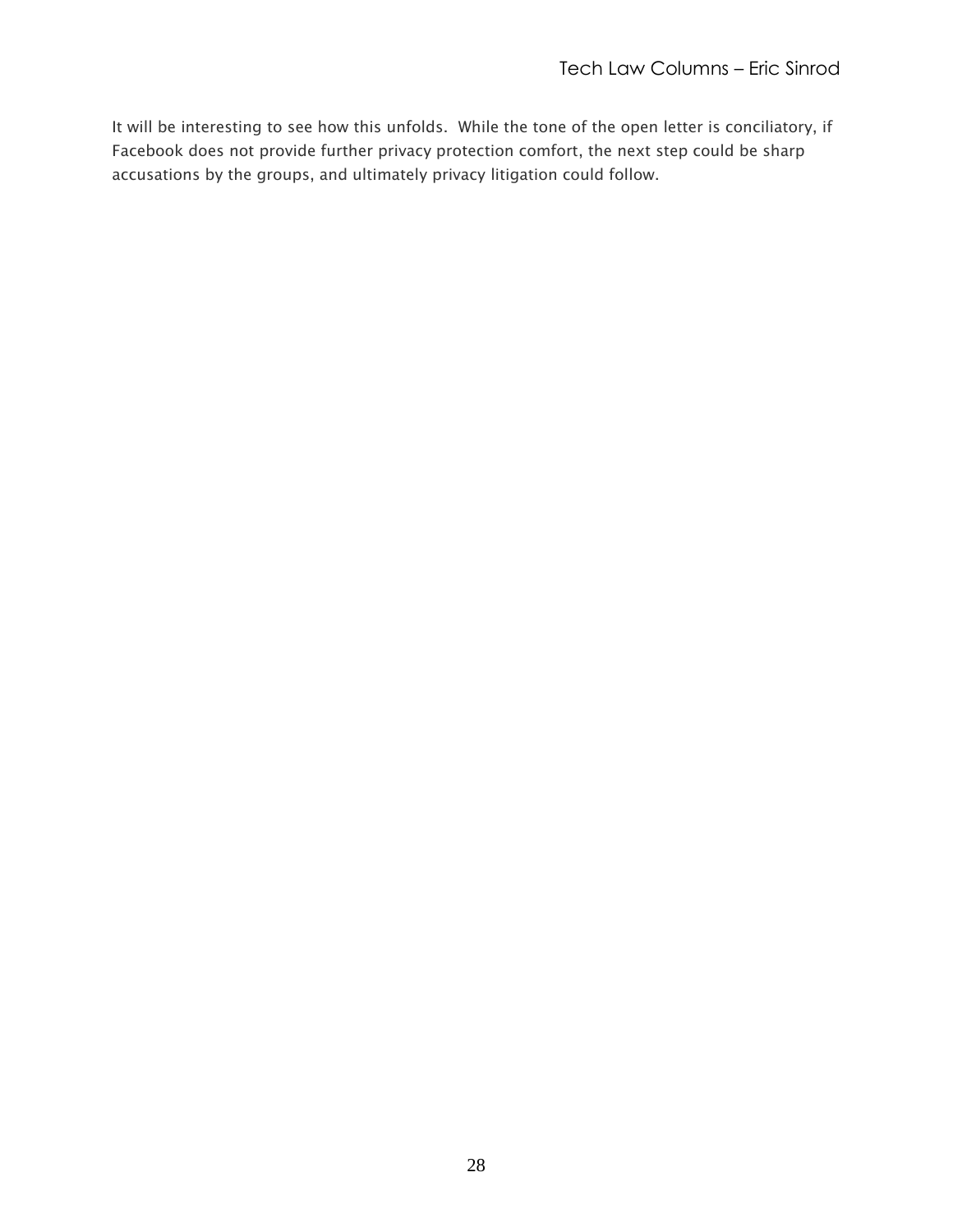It will be interesting to see how this unfolds. While the tone of the open letter is conciliatory, if Facebook does not provide further privacy protection comfort, the next step could be sharp accusations by the groups, and ultimately privacy litigation could follow.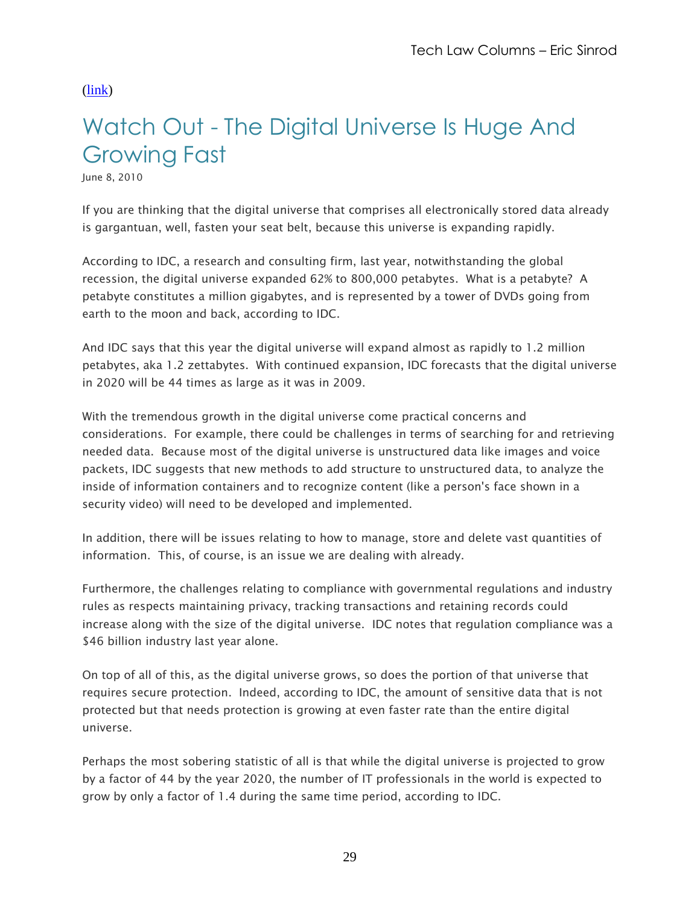([link](link))

# Watch Out - The Digital Universe Is Huge And Growing Fast

June 8, 2010

If you are thinking that the digital universe that comprises all electronically stored data already is gargantuan, well, fasten your seat belt, because this universe is expanding rapidly.

According to IDC, a research and consulting firm, last year, notwithstanding the global recession, the digital universe expanded 62% to 800,000 petabytes. What is a petabyte? A petabyte constitutes a million gigabytes, and is represented by a tower of DVDs going from earth to the moon and back, according to IDC.

And IDC says that this year the digital universe will expand almost as rapidly to 1.2 million petabytes, aka 1.2 zettabytes. With continued expansion, IDC forecasts that the digital universe in 2020 will be 44 times as large as it was in 2009.

With the tremendous growth in the digital universe come practical concerns and considerations. For example, there could be challenges in terms of searching for and retrieving needed data. Because most of the digital universe is unstructured data like images and voice packets, IDC suggests that new methods to add structure to unstructured data, to analyze the inside of information containers and to recognize content (like a person's face shown in a security video) will need to be developed and implemented.

In addition, there will be issues relating to how to manage, store and delete vast quantities of information. This, of course, is an issue we are dealing with already.

Furthermore, the challenges relating to compliance with governmental regulations and industry rules as respects maintaining privacy, tracking transactions and retaining records could increase along with the size of the digital universe. IDC notes that regulation compliance was a $46 billion industry last year alone.

On top of all of this, as the digital universe grows, so does the portion of that universe that requires secure protection. Indeed, according to IDC, the amount of sensitive data that is not protected but that needs protection is growing at even faster rate than the entire digital universe.

Perhaps the most sobering statistic of all is that while the digital universe is projected to grow by a factor of 44 by the year 2020, the number of IT professionals in the world is expected to grow by only a factor of 1.4 during the same time period, according to IDC.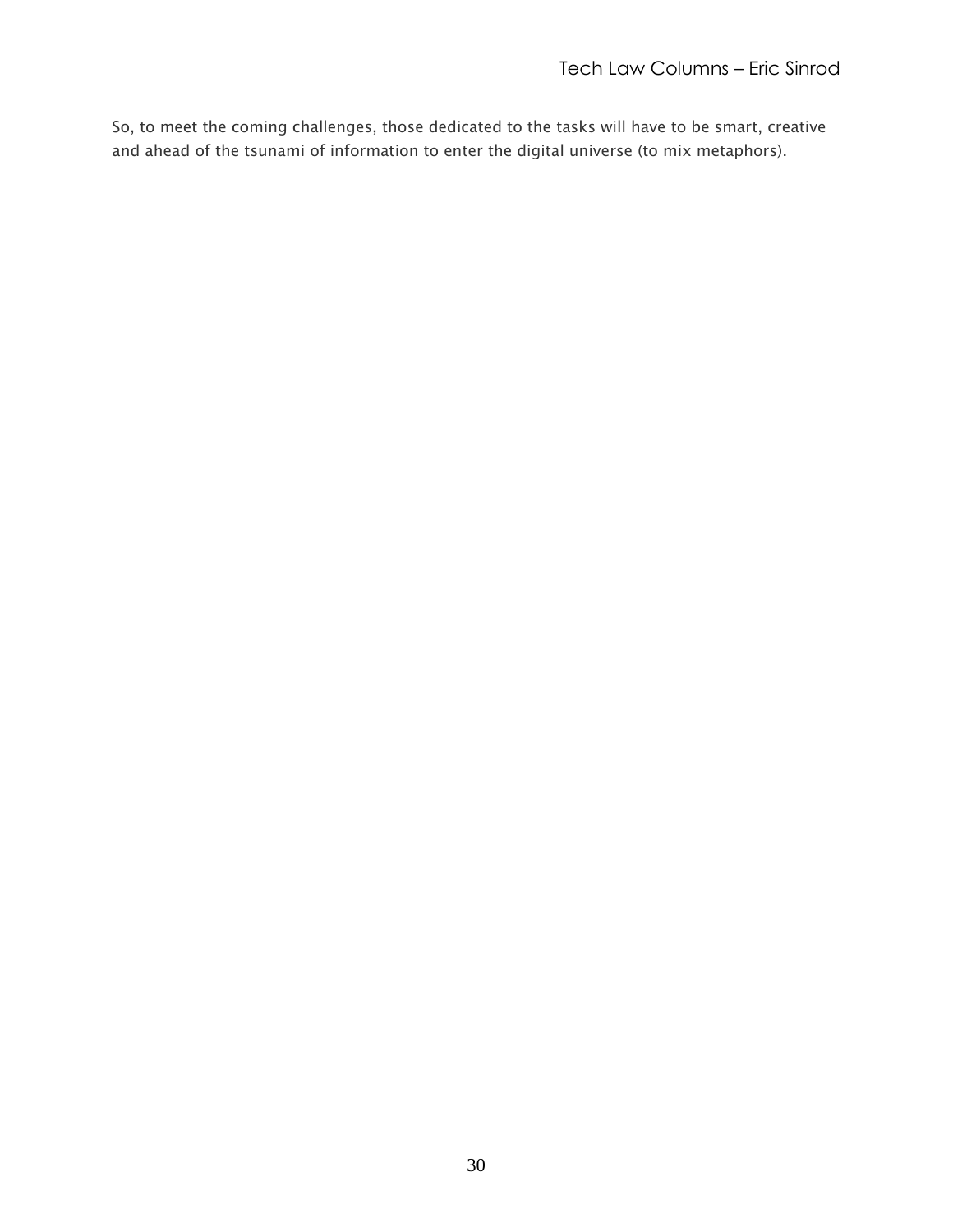So, to meet the coming challenges, those dedicated to the tasks will have to be smart, creative and ahead of the tsunami of information to enter the digital universe (to mix metaphors).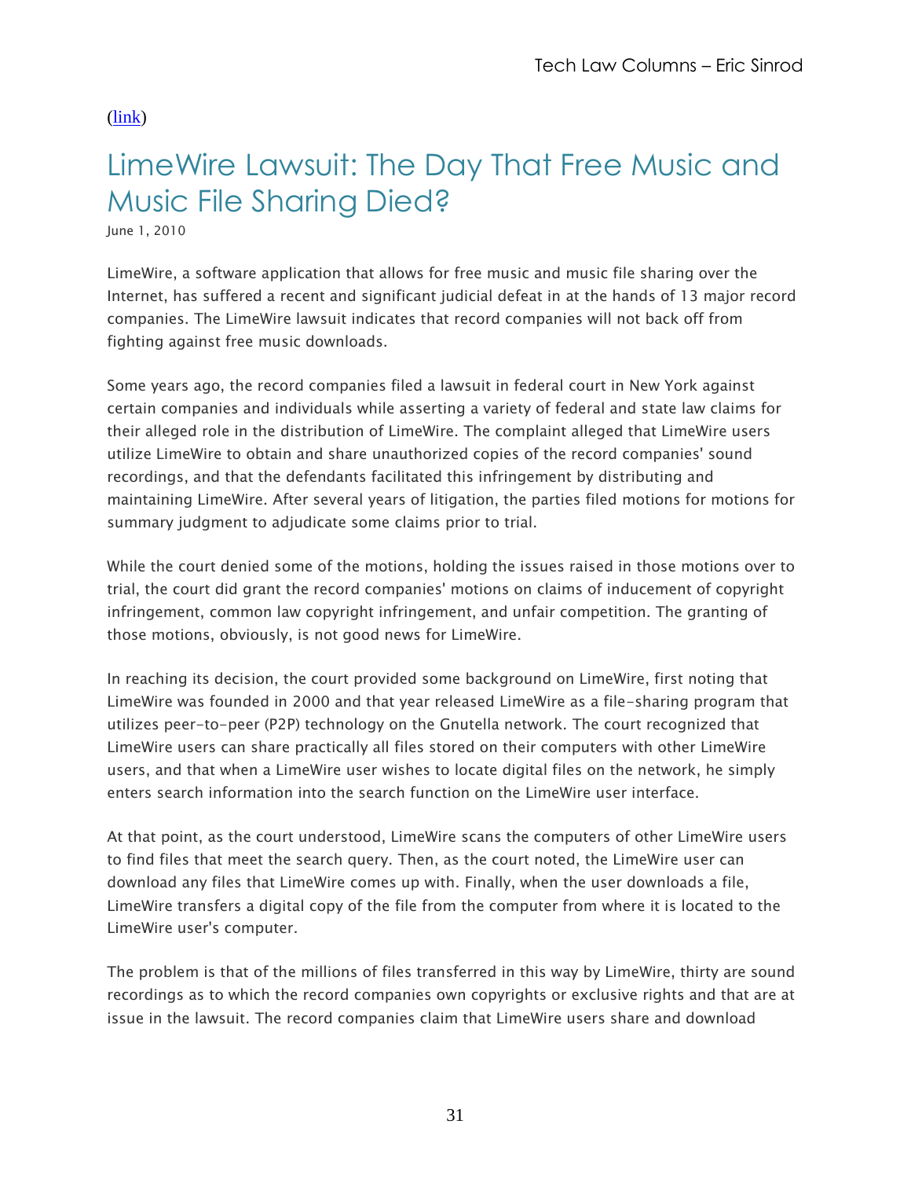([link](link))

# LimeWire Lawsuit: The Day That Free Music and Music File Sharing Died?

June 1, 2010

LimeWire, a software application that allows for free music and music file sharing over the Internet, has suffered a recent and significant judicial defeat in at the hands of 13 major record companies. The LimeWire lawsuit indicates that record companies will not back off from fighting against free music downloads.

Some years ago, the record companies filed a lawsuit in federal court in New York against certain companies and individuals while asserting a variety of federal and state law claims for their alleged role in the distribution of LimeWire. The complaint alleged that LimeWire users utilize LimeWire to obtain and share unauthorized copies of the record companies' sound recordings, and that the defendants facilitated this infringement by distributing and maintaining LimeWire. After several years of litigation, the parties filed motions for motions for summary judgment to adjudicate some claims prior to trial.

While the court denied some of the motions, holding the issues raised in those motions over to trial, the court did grant the record companies' motions on claims of inducement of copyright infringement, common law copyright infringement, and unfair competition. The granting of those motions, obviously, is not good news for LimeWire.

In reaching its decision, the court provided some background on LimeWire, first noting that LimeWire was founded in 2000 and that year released LimeWire as a file-sharing program that utilizes peer-to-peer (P2P) technology on the Gnutella network. The court recognized that LimeWire users can share practically all files stored on their computers with other LimeWire users, and that when a LimeWire user wishes to locate digital files on the network, he simply enters search information into the search function on the LimeWire user interface.

At that point, as the court understood, LimeWire scans the computers of other LimeWire users to find files that meet the search query. Then, as the court noted, the LimeWire user can download any files that LimeWire comes up with. Finally, when the user downloads a file, LimeWire transfers a digital copy of the file from the computer from where it is located to the LimeWire user's computer.

The problem is that of the millions of files transferred in this way by LimeWire, thirty are sound recordings as to which the record companies own copyrights or exclusive rights and that are at issue in the lawsuit. The record companies claim that LimeWire users share and download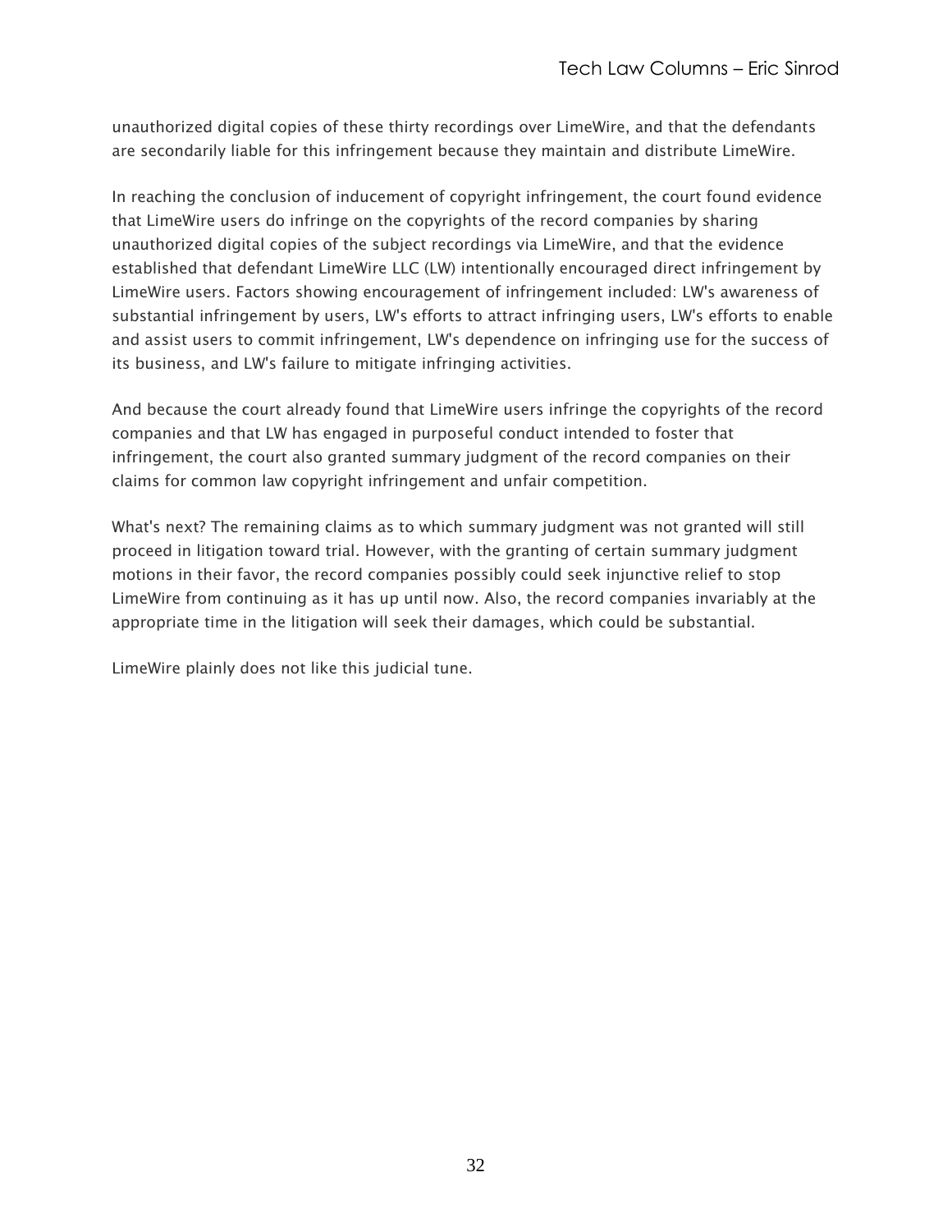unauthorized digital copies of these thirty recordings over LimeWire, and that the defendants are secondarily liable for this infringement because they maintain and distribute LimeWire.

In reaching the conclusion of inducement of copyright infringement, the court found evidence that LimeWire users do infringe on the copyrights of the record companies by sharing unauthorized digital copies of the subject recordings via LimeWire, and that the evidence established that defendant LimeWire LLC (LW) intentionally encouraged direct infringement by LimeWire users. Factors showing encouragement of infringement included: LW's awareness of substantial infringement by users, LW's efforts to attract infringing users, LW's efforts to enable and assist users to commit infringement, LW's dependence on infringing use for the success of its business, and LW's failure to mitigate infringing activities.

And because the court already found that LimeWire users infringe the copyrights of the record companies and that LW has engaged in purposeful conduct intended to foster that infringement, the court also granted summary judgment of the record companies on their claims for common law copyright infringement and unfair competition.

What's next? The remaining claims as to which summary judgment was not granted will still proceed in litigation toward trial. However, with the granting of certain summary judgment motions in their favor, the record companies possibly could seek injunctive relief to stop LimeWire from continuing as it has up until now. Also, the record companies invariably at the appropriate time in the litigation will seek their damages, which could be substantial.

LimeWire plainly does not like this judicial tune.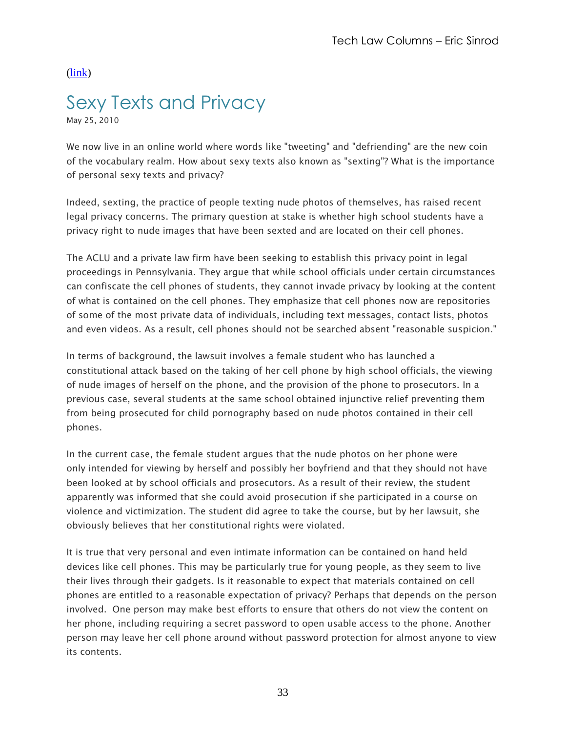(link)

# Sexy Texts and Privacy

May 25, 2010

We now live in an online world where words like "tweeting" and "defriending" are the new coin of the vocabulary realm. How about sexy texts also known as "sexting"? What is the importance of personal sexy texts and privacy?

Indeed, sexting, the practice of people texting nude photos of themselves, has raised recent legal privacy concerns. The primary question at stake is whether high school students have a privacy right to nude images that have been sexted and are located on their cell phones.

The ACLU and a private law firm have been seeking to establish this privacy point in legal proceedings in Pennsylvania. They argue that while school officials under certain circumstances can confiscate the cell phones of students, they cannot invade privacy by looking at the content of what is contained on the cell phones. They emphasize that cell phones now are repositories of some of the most private data of individuals, including text messages, contact lists, photos and even videos. As a result, cell phones should not be searched absent "reasonable suspicion."

In terms of background, the lawsuit involves a female student who has launched a constitutional attack based on the taking of her cell phone by high school officials, the viewing of nude images of herself on the phone, and the provision of the phone to prosecutors. In a previous case, several students at the same school obtained injunctive relief preventing them from being prosecuted for child pornography based on nude photos contained in their cell phones.

In the current case, the female student argues that the nude photos on her phone were only intended for viewing by herself and possibly her boyfriend and that they should not have been looked at by school officials and prosecutors. As a result of their review, the student apparently was informed that she could avoid prosecution if she participated in a course on violence and victimization. The student did agree to take the course, but by her lawsuit, she obviously believes that her constitutional rights were violated.

It is true that very personal and even intimate information can be contained on hand held devices like cell phones. This may be particularly true for young people, as they seem to live their lives through their gadgets. Is it reasonable to expect that materials contained on cell phones are entitled to a reasonable expectation of privacy? Perhaps that depends on the person involved. One person may make best efforts to ensure that others do not view the content on her phone, including requiring a secret password to open usable access to the phone. Another person may leave her cell phone around without password protection for almost anyone to view its contents.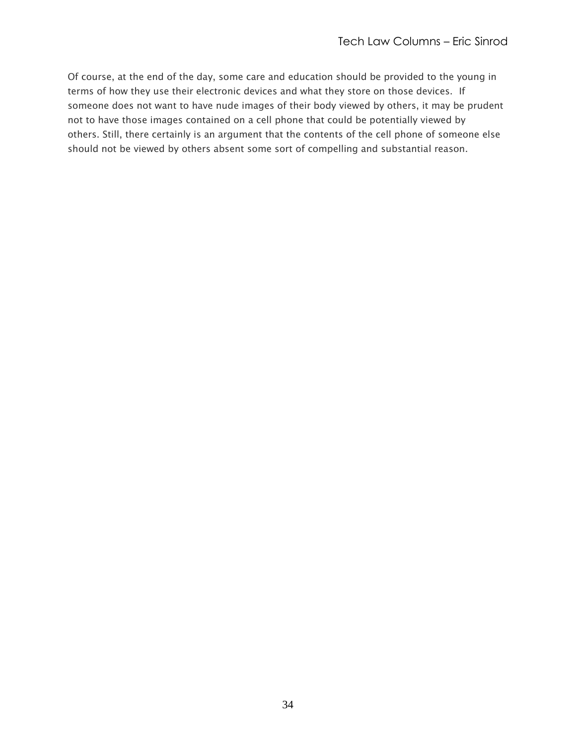Of course, at the end of the day, some care and education should be provided to the young in terms of how they use their electronic devices and what they store on those devices. If someone does not want to have nude images of their body viewed by others, it may be prudent not to have those images contained on a cell phone that could be potentially viewed by others. Still, there certainly is an argument that the contents of the cell phone of someone else should not be viewed by others absent some sort of compelling and substantial reason.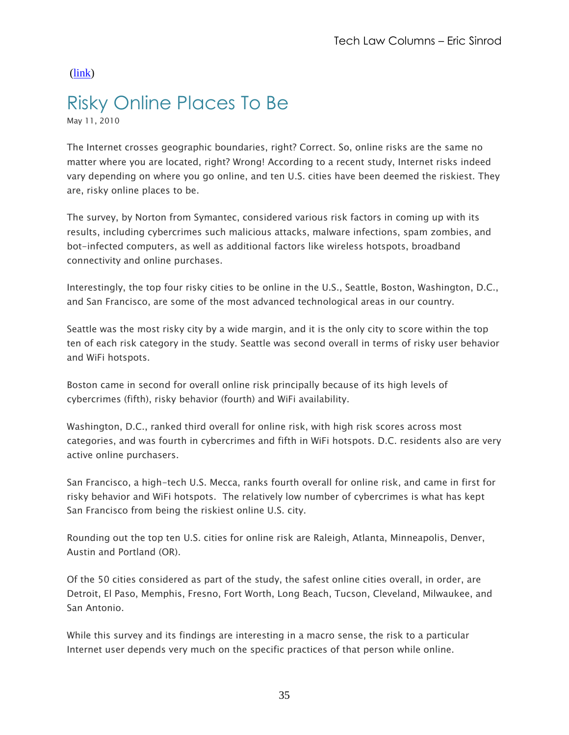([link](link))

# Risky Online Places To Be

May 11, 2010

The Internet crosses geographic boundaries, right? Correct. So, online risks are the same no matter where you are located, right? Wrong! According to a recent study, Internet risks indeed vary depending on where you go online, and ten U.S. cities have been deemed the riskiest. They are, risky online places to be.

The survey, by Norton from Symantec, considered various risk factors in coming up with its results, including cybercrimes such malicious attacks, malware infections, spam zombies, and bot-infected computers, as well as additional factors like wireless hotspots, broadband connectivity and online purchases.

Interestingly, the top four risky cities to be online in the U.S., Seattle, Boston, Washington, D.C., and San Francisco, are some of the most advanced technological areas in our country.

Seattle was the most risky city by a wide margin, and it is the only city to score within the top ten of each risk category in the study. Seattle was second overall in terms of risky user behavior and WiFi hotspots.

Boston came in second for overall online risk principally because of its high levels of cybercrimes (fifth), risky behavior (fourth) and WiFi availability.

Washington, D.C., ranked third overall for online risk, with high risk scores across most categories, and was fourth in cybercrimes and fifth in WiFi hotspots. D.C. residents also are very active online purchasers.

San Francisco, a high-tech U.S. Mecca, ranks fourth overall for online risk, and came in first for risky behavior and WiFi hotspots. The relatively low number of cybercrimes is what has kept San Francisco from being the riskiest online U.S. city.

Rounding out the top ten U.S. cities for online risk are Raleigh, Atlanta, Minneapolis, Denver, Austin and Portland (OR).

Of the 50 cities considered as part of the study, the safest online cities overall, in order, are Detroit, El Paso, Memphis, Fresno, Fort Worth, Long Beach, Tucson, Cleveland, Milwaukee, and San Antonio.

While this survey and its findings are interesting in a macro sense, the risk to a particular Internet user depends very much on the specific practices of that person while online.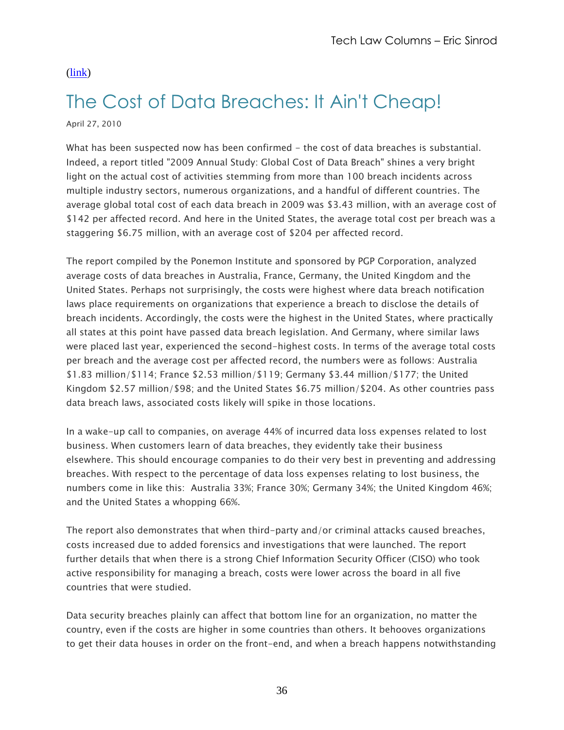(link)

# The Cost of Data Breaches: It Ain't Cheap!

April 27, 2010

What has been suspected now has been confirmed - the cost of data breaches is substantial. Indeed, a report titled "2009 Annual Study: Global Cost of Data Breach" shines a very bright light on the actual cost of activities stemming from more than 100 breach incidents across multiple industry sectors, numerous organizations, and a handful of different countries. The average global total cost of each data breach in 2009 was $3.43 million, with an average cost of $142 per affected record. And here in the United States, the average total cost per breach was a staggering $6.75 million, with an average cost of $204 per affected record.

The report compiled by the Ponemon Institute and sponsored by PGP Corporation, analyzed average costs of data breaches in Australia, France, Germany, the United Kingdom and the United States. Perhaps not surprisingly, the costs were highest where data breach notification laws place requirements on organizations that experience a breach to disclose the details of breach incidents. Accordingly, the costs were the highest in the United States, where practically all states at this point have passed data breach legislation. And Germany, where similar laws were placed last year, experienced the second-highest costs. In terms of the average total costs per breach and the average cost per affected record, the numbers were as follows: Australia $1.83 million/$114; France $2.53 million/$119; Germany $3.44 million/$177; the United Kingdom $2.57 million/$98; and the United States $6.75 million/$204. As other countries pass data breach laws, associated costs likely will spike in those locations.

In a wake-up call to companies, on average 44% of incurred data loss expenses related to lost business. When customers learn of data breaches, they evidently take their business elsewhere. This should encourage companies to do their very best in preventing and addressing breaches. With respect to the percentage of data loss expenses relating to lost business, the numbers come in like this: Australia 33%; France 30%; Germany 34%; the United Kingdom 46%; and the United States a whopping 66%.

The report also demonstrates that when third-party and/or criminal attacks caused breaches, costs increased due to added forensics and investigations that were launched. The report further details that when there is a strong Chief Information Security Officer (CISO) who took active responsibility for managing a breach, costs were lower across the board in all five countries that were studied.

Data security breaches plainly can affect that bottom line for an organization, no matter the country, even if the costs are higher in some countries than others. It behooves organizations to get their data houses in order on the front-end, and when a breach happens notwithstanding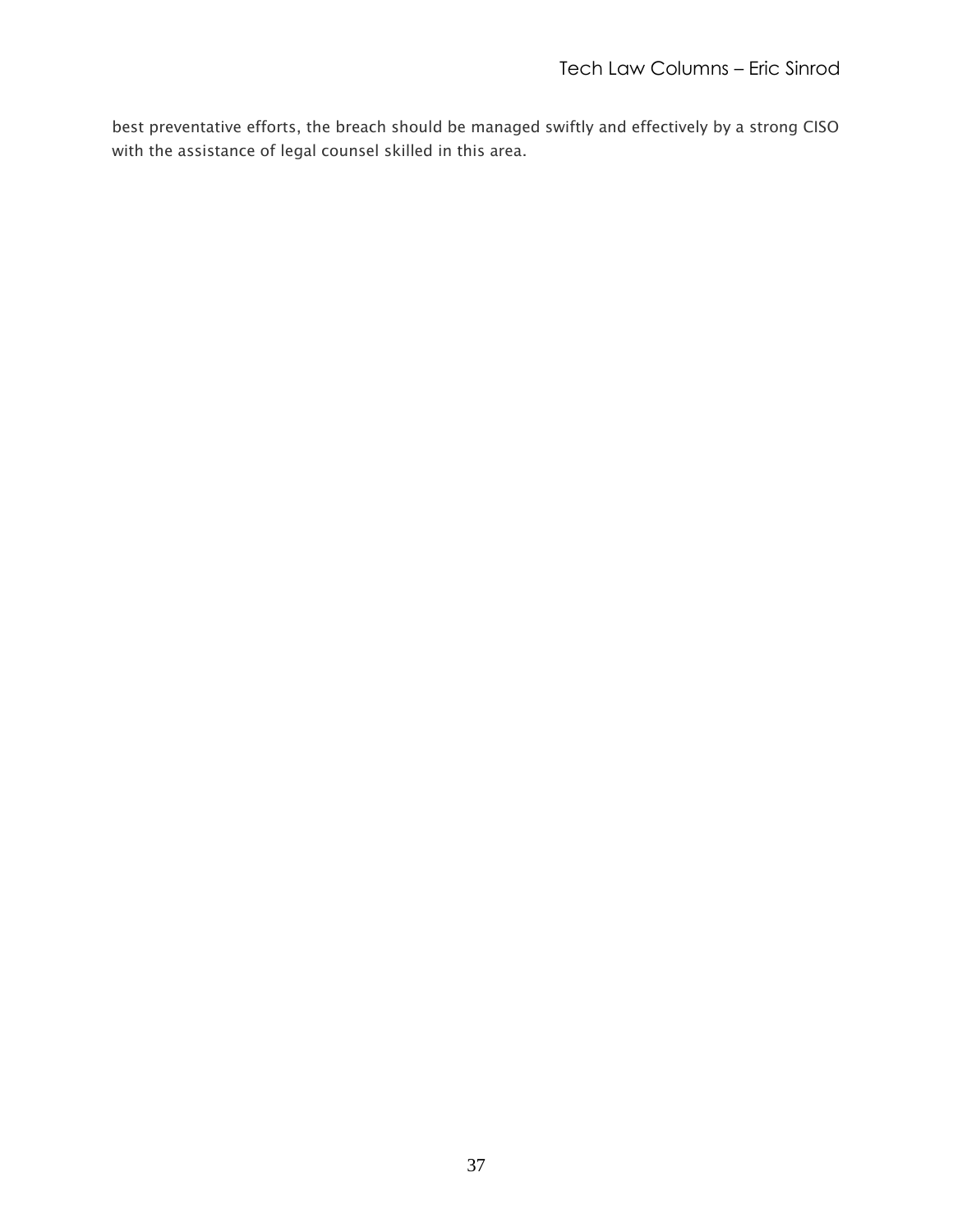best preventative efforts, the breach should be managed swiftly and effectively by a strong CISO with the assistance of legal counsel skilled in this area.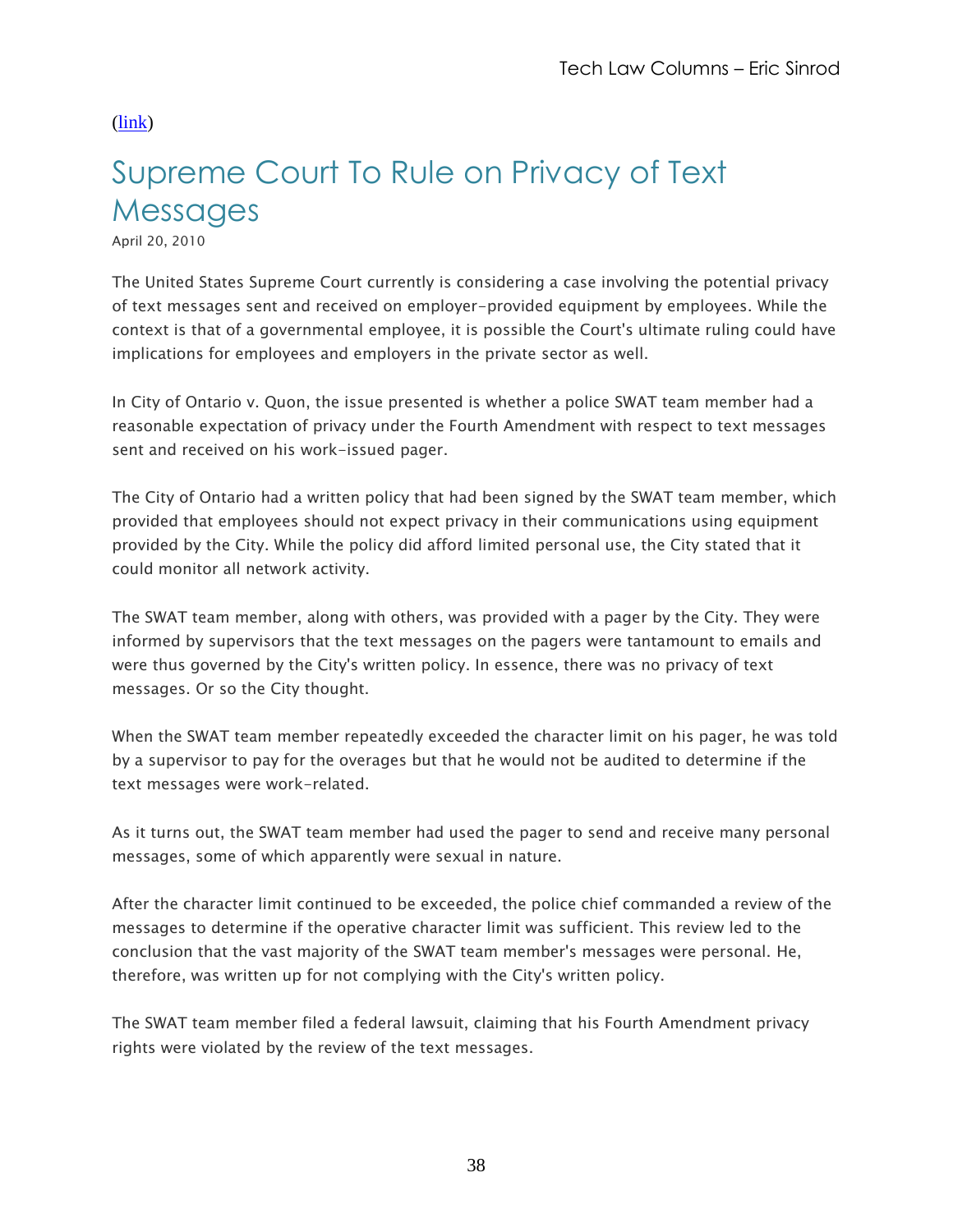([link](link))

# Supreme Court To Rule on Privacy of Text Messages

April 20, 2010

The United States Supreme Court currently is considering a case involving the potential privacy of text messages sent and received on employer-provided equipment by employees. While the context is that of a governmental employee, it is possible the Court's ultimate ruling could have implications for employees and employers in the private sector as well.

In City of Ontario v. Quon, the issue presented is whether a police SWAT team member had a reasonable expectation of privacy under the Fourth Amendment with respect to text messages sent and received on his work-issued pager.

The City of Ontario had a written policy that had been signed by the SWAT team member, which provided that employees should not expect privacy in their communications using equipment provided by the City. While the policy did afford limited personal use, the City stated that it could monitor all network activity.

The SWAT team member, along with others, was provided with a pager by the City. They were informed by supervisors that the text messages on the pagers were tantamount to emails and were thus governed by the City's written policy. In essence, there was no privacy of text messages. Or so the City thought.

When the SWAT team member repeatedly exceeded the character limit on his pager, he was told by a supervisor to pay for the overages but that he would not be audited to determine if the text messages were work-related.

As it turns out, the SWAT team member had used the pager to send and receive many personal messages, some of which apparently were sexual in nature.

After the character limit continued to be exceeded, the police chief commanded a review of the messages to determine if the operative character limit was sufficient. This review led to the conclusion that the vast majority of the SWAT team member's messages were personal. He, therefore, was written up for not complying with the City's written policy.

The SWAT team member filed a federal lawsuit, claiming that his Fourth Amendment privacy rights were violated by the review of the text messages.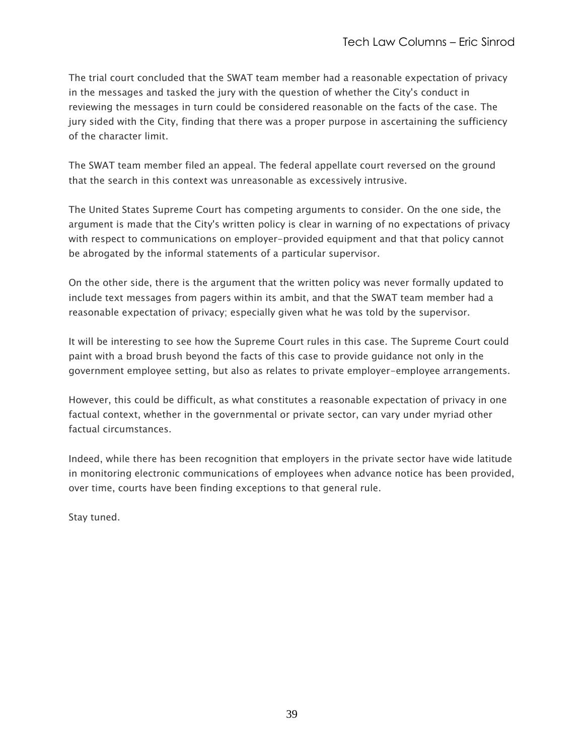The trial court concluded that the SWAT team member had a reasonable expectation of privacy in the messages and tasked the jury with the question of whether the City's conduct in reviewing the messages in turn could be considered reasonable on the facts of the case. The jury sided with the City, finding that there was a proper purpose in ascertaining the sufficiency of the character limit.

The SWAT team member filed an appeal. The federal appellate court reversed on the ground that the search in this context was unreasonable as excessively intrusive.

The United States Supreme Court has competing arguments to consider. On the one side, the argument is made that the City's written policy is clear in warning of no expectations of privacy with respect to communications on employer-provided equipment and that that policy cannot be abrogated by the informal statements of a particular supervisor.

On the other side, there is the argument that the written policy was never formally updated to include text messages from pagers within its ambit, and that the SWAT team member had a reasonable expectation of privacy; especially given what he was told by the supervisor.

It will be interesting to see how the Supreme Court rules in this case. The Supreme Court could paint with a broad brush beyond the facts of this case to provide guidance not only in the government employee setting, but also as relates to private employer-employee arrangements.

However, this could be difficult, as what constitutes a reasonable expectation of privacy in one factual context, whether in the governmental or private sector, can vary under myriad other factual circumstances.

Indeed, while there has been recognition that employers in the private sector have wide latitude in monitoring electronic communications of employees when advance notice has been provided, over time, courts have been finding exceptions to that general rule.

Stay tuned.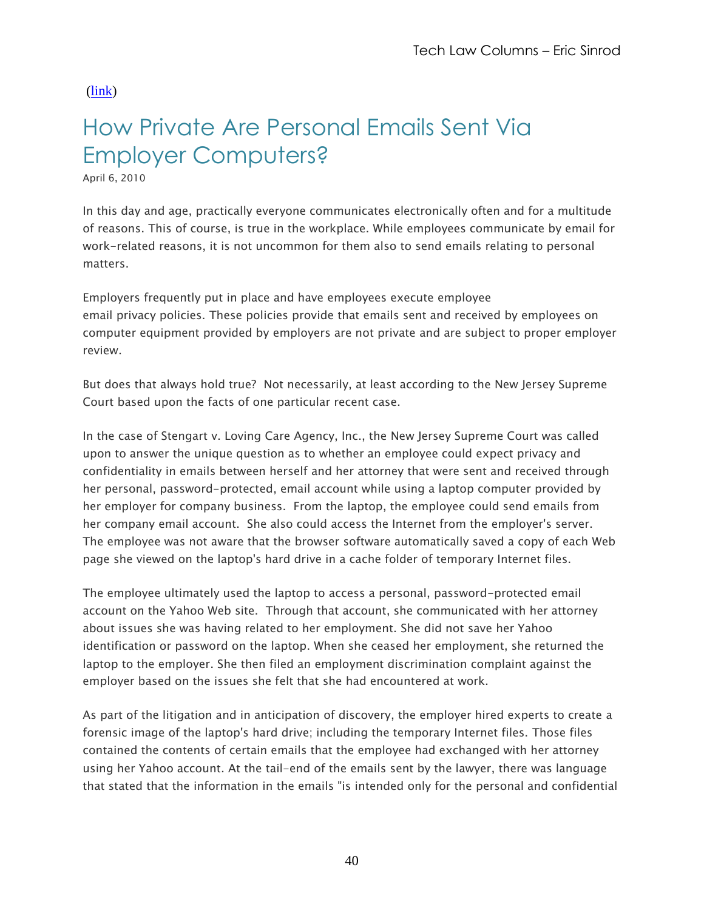(link)

# How Private Are Personal Emails Sent Via Employer Computers?

April 6, 2010

In this day and age, practically everyone communicates electronically often and for a multitude of reasons. This of course, is true in the workplace. While employees communicate by email for work-related reasons, it is not uncommon for them also to send emails relating to personal matters.

Employers frequently put in place and have employees execute employee email privacy policies. These policies provide that emails sent and received by employees on computer equipment provided by employers are not private and are subject to proper employer review.

But does that always hold true? Not necessarily, at least according to the New Jersey Supreme Court based upon the facts of one particular recent case.

In the case of Stengart v. Loving Care Agency, Inc., the New Jersey Supreme Court was called upon to answer the unique question as to whether an employee could expect privacy and confidentiality in emails between herself and her attorney that were sent and received through her personal, password-protected, email account while using a laptop computer provided by her employer for company business. From the laptop, the employee could send emails from her company email account. She also could access the Internet from the employer's server. The employee was not aware that the browser software automatically saved a copy of each Web page she viewed on the laptop's hard drive in a cache folder of temporary Internet files.

The employee ultimately used the laptop to access a personal, password-protected email account on the Yahoo Web site. Through that account, she communicated with her attorney about issues she was having related to her employment. She did not save her Yahoo identification or password on the laptop. When she ceased her employment, she returned the laptop to the employer. She then filed an employment discrimination complaint against the employer based on the issues she felt that she had encountered at work.

As part of the litigation and in anticipation of discovery, the employer hired experts to create a forensic image of the laptop's hard drive; including the temporary Internet files. Those files contained the contents of certain emails that the employee had exchanged with her attorney using her Yahoo account. At the tail-end of the emails sent by the lawyer, there was language that stated that the information in the emails "is intended only for the personal and confidential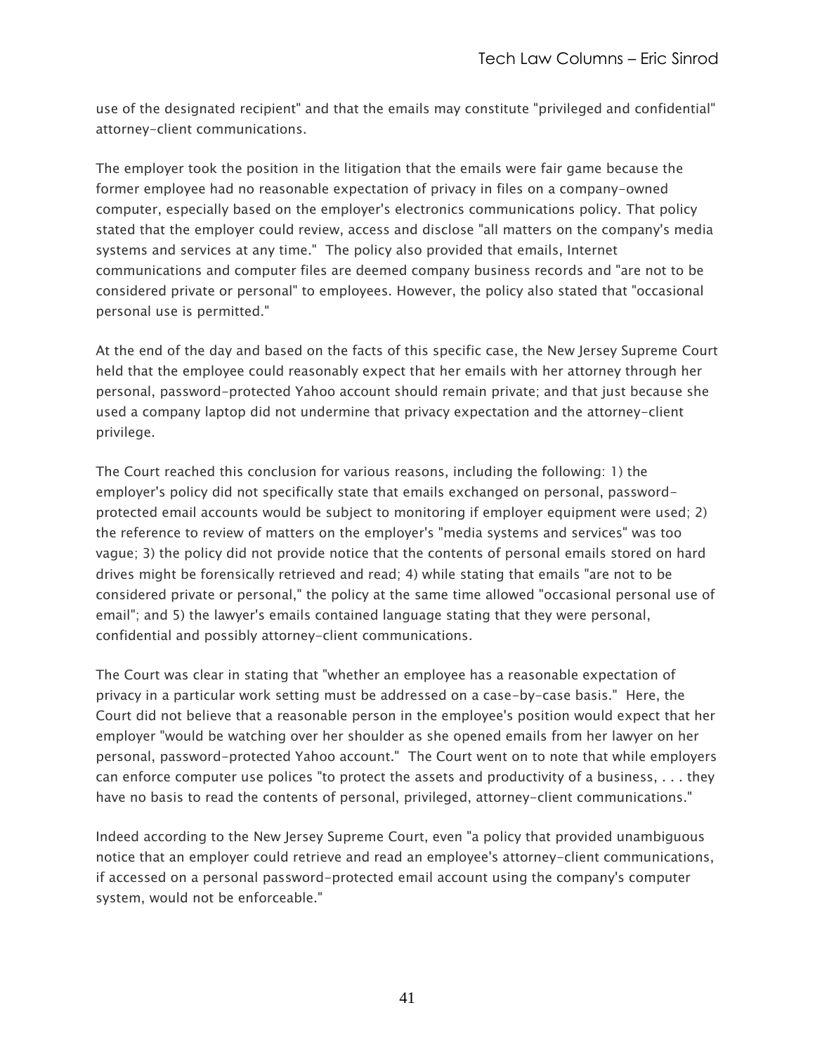use of the designated recipient" and that the emails may constitute "privileged and confidential" attorney-client communications.

The employer took the position in the litigation that the emails were fair game because the former employee had no reasonable expectation of privacy in files on a company-owned computer, especially based on the employer's electronics communications policy. That policy stated that the employer could review, access and disclose "all matters on the company's media systems and services at any time." The policy also provided that emails, Internet communications and computer files are deemed company business records and "are not to be considered private or personal" to employees. However, the policy also stated that "occasional personal use is permitted."

At the end of the day and based on the facts of this specific case, the New Jersey Supreme Court held that the employee could reasonably expect that her emails with her attorney through her personal, password-protected Yahoo account should remain private; and that just because she used a company laptop did not undermine that privacy expectation and the attorney-client privilege.

The Court reached this conclusion for various reasons, including the following: 1) the employer's policy did not specifically state that emails exchanged on personal, password-protected email accounts would be subject to monitoring if employer equipment were used; 2) the reference to review of matters on the employer's "media systems and services" was too vague; 3) the policy did not provide notice that the contents of personal emails stored on hard drives might be forensically retrieved and read; 4) while stating that emails "are not to be considered private or personal," the policy at the same time allowed "occasional personal use of email"; and 5) the lawyer's emails contained language stating that they were personal, confidential and possibly attorney-client communications.

The Court was clear in stating that "whether an employee has a reasonable expectation of privacy in a particular work setting must be addressed on a case-by-case basis." Here, the Court did not believe that a reasonable person in the employee's position would expect that her employer "would be watching over her shoulder as she opened emails from her lawyer on her personal, password-protected Yahoo account." The Court went on to note that while employers can enforce computer use polices "to protect the assets and productivity of a business, . . . they have no basis to read the contents of personal, privileged, attorney-client communications."

Indeed according to the New Jersey Supreme Court, even "a policy that provided unambiguous notice that an employer could retrieve and read an employee's attorney-client communications, if accessed on a personal password-protected email account using the company's computer system, would not be enforceable."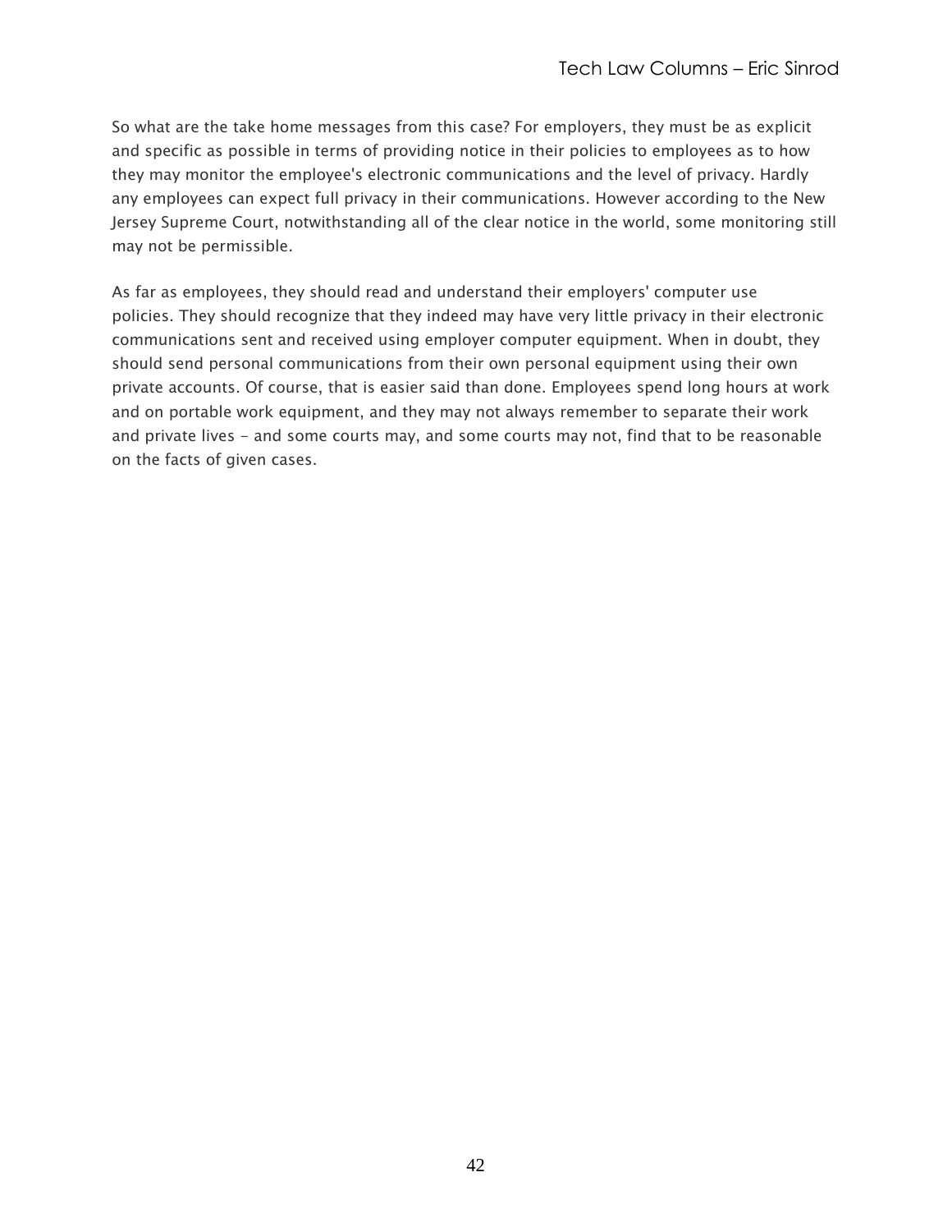So what are the take home messages from this case? For employers, they must be as explicit and specific as possible in terms of providing notice in their policies to employees as to how they may monitor the employee's electronic communications and the level of privacy. Hardly any employees can expect full privacy in their communications. However according to the New Jersey Supreme Court, notwithstanding all of the clear notice in the world, some monitoring still may not be permissible.

As far as employees, they should read and understand their employers' computer use policies. They should recognize that they indeed may have very little privacy in their electronic communications sent and received using employer computer equipment. When in doubt, they should send personal communications from their own personal equipment using their own private accounts. Of course, that is easier said than done. Employees spend long hours at work and on portable work equipment, and they may not always remember to separate their work and private lives - and some courts may, and some courts may not, find that to be reasonable on the facts of given cases.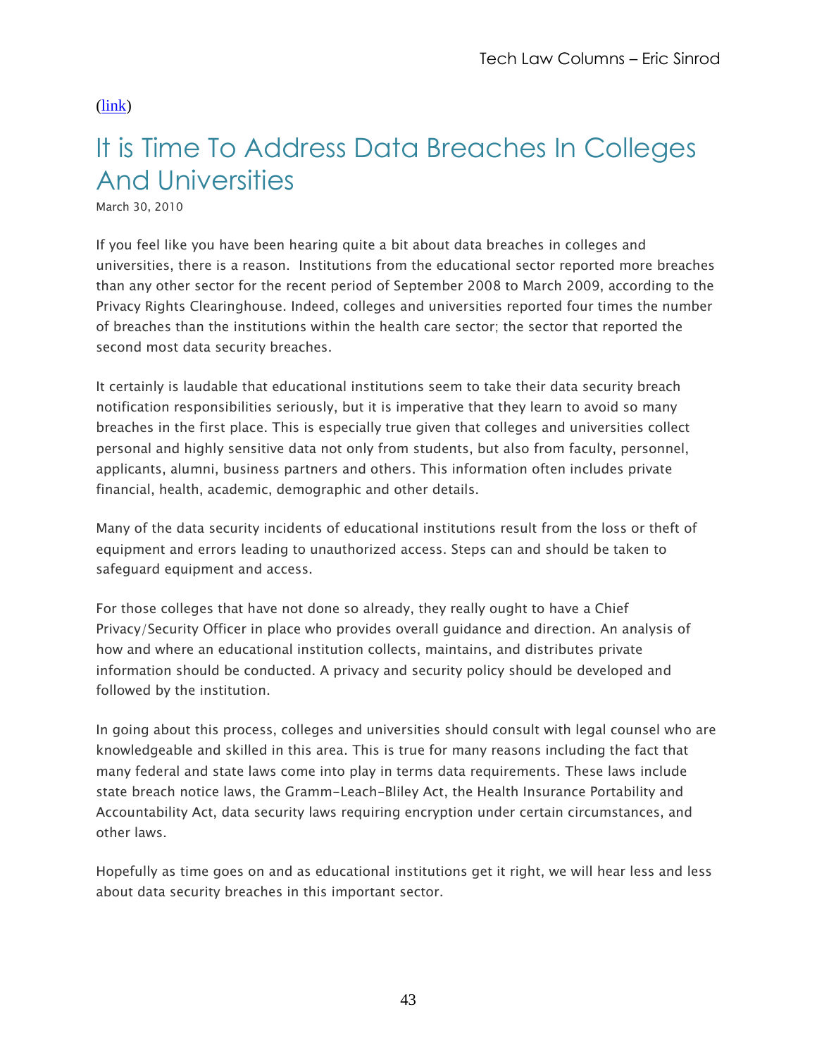(link)

# It is Time To Address Data Breaches In Colleges And Universities

March 30, 2010

If you feel like you have been hearing quite a bit about data breaches in colleges and universities, there is a reason.  Institutions from the educational sector reported more breaches than any other sector for the recent period of September 2008 to March 2009, according to the Privacy Rights Clearinghouse. Indeed, colleges and universities reported four times the number of breaches than the institutions within the health care sector; the sector that reported the second most data security breaches.

It certainly is laudable that educational institutions seem to take their data security breach notification responsibilities seriously, but it is imperative that they learn to avoid so many breaches in the first place. This is especially true given that colleges and universities collect personal and highly sensitive data not only from students, but also from faculty, personnel, applicants, alumni, business partners and others. This information often includes private financial, health, academic, demographic and other details.

Many of the data security incidents of educational institutions result from the loss or theft of equipment and errors leading to unauthorized access. Steps can and should be taken to safeguard equipment and access.

For those colleges that have not done so already, they really ought to have a Chief Privacy/Security Officer in place who provides overall guidance and direction. An analysis of how and where an educational institution collects, maintains, and distributes private information should be conducted. A privacy and security policy should be developed and followed by the institution.

In going about this process, colleges and universities should consult with legal counsel who are knowledgeable and skilled in this area. This is true for many reasons including the fact that many federal and state laws come into play in terms data requirements. These laws include state breach notice laws, the Gramm-Leach-Bliley Act, the Health Insurance Portability and Accountability Act, data security laws requiring encryption under certain circumstances, and other laws.

Hopefully as time goes on and as educational institutions get it right, we will hear less and less about data security breaches in this important sector.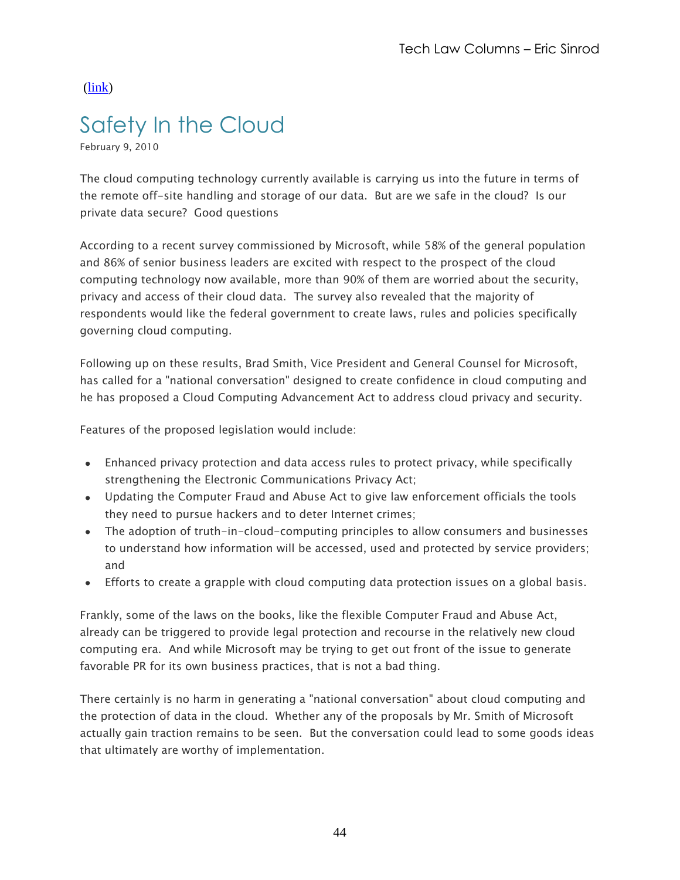(link)

# Safety In the Cloud

February 9, 2010

The cloud computing technology currently available is carrying us into the future in terms of the remote off-site handling and storage of our data. But are we safe in the cloud? Is our private data secure? Good questions

According to a recent survey commissioned by Microsoft, while 58% of the general population and 86% of senior business leaders are excited with respect to the prospect of the cloud computing technology now available, more than 90% of them are worried about the security, privacy and access of their cloud data. The survey also revealed that the majority of respondents would like the federal government to create laws, rules and policies specifically governing cloud computing.

Following up on these results, Brad Smith, Vice President and General Counsel for Microsoft, has called for a "national conversation" designed to create confidence in cloud computing and he has proposed a Cloud Computing Advancement Act to address cloud privacy and security.

Features of the proposed legislation would include:

- Enhanced privacy protection and data access rules to protect privacy, while specifically strengthening the Electronic Communications Privacy Act;
- Updating the Computer Fraud and Abuse Act to give law enforcement officials the tools they need to pursue hackers and to deter Internet crimes;
- The adoption of truth-in-cloud-computing principles to allow consumers and businesses to understand how information will be accessed, used and protected by service providers; and
- Efforts to create a grapple with cloud computing data protection issues on a global basis.

Frankly, some of the laws on the books, like the flexible Computer Fraud and Abuse Act, already can be triggered to provide legal protection and recourse in the relatively new cloud computing era. And while Microsoft may be trying to get out front of the issue to generate favorable PR for its own business practices, that is not a bad thing.

There certainly is no harm in generating a "national conversation" about cloud computing and the protection of data in the cloud. Whether any of the proposals by Mr. Smith of Microsoft actually gain traction remains to be seen. But the conversation could lead to some goods ideas that ultimately are worthy of implementation.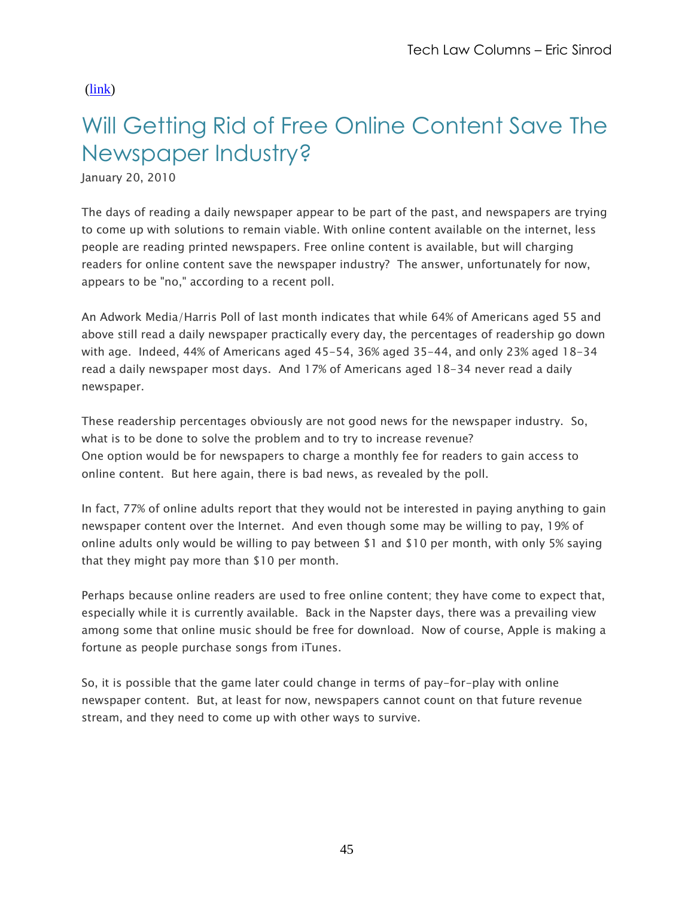(link)

# Will Getting Rid of Free Online Content Save The Newspaper Industry?

January 20, 2010

The days of reading a daily newspaper appear to be part of the past, and newspapers are trying to come up with solutions to remain viable. With online content available on the internet, less people are reading printed newspapers. Free online content is available, but will charging readers for online content save the newspaper industry? The answer, unfortunately for now, appears to be "no," according to a recent poll.

An Adwork Media/Harris Poll of last month indicates that while 64% of Americans aged 55 and above still read a daily newspaper practically every day, the percentages of readership go down with age. Indeed, 44% of Americans aged 45-54, 36% aged 35-44, and only 23% aged 18-34 read a daily newspaper most days. And 17% of Americans aged 18-34 never read a daily newspaper.

These readership percentages obviously are not good news for the newspaper industry. So, what is to be done to solve the problem and to try to increase revenue?
One option would be for newspapers to charge a monthly fee for readers to gain access to online content. But here again, there is bad news, as revealed by the poll.

In fact, 77% of online adults report that they would not be interested in paying anything to gain newspaper content over the Internet. And even though some may be willing to pay, 19% of online adults only would be willing to pay between $1 and $10 per month, with only 5% saying that they might pay more than $10 per month.

Perhaps because online readers are used to free online content; they have come to expect that, especially while it is currently available. Back in the Napster days, there was a prevailing view among some that online music should be free for download. Now of course, Apple is making a fortune as people purchase songs from iTunes.

So, it is possible that the game later could change in terms of pay-for-play with online newspaper content. But, at least for now, newspapers cannot count on that future revenue stream, and they need to come up with other ways to survive.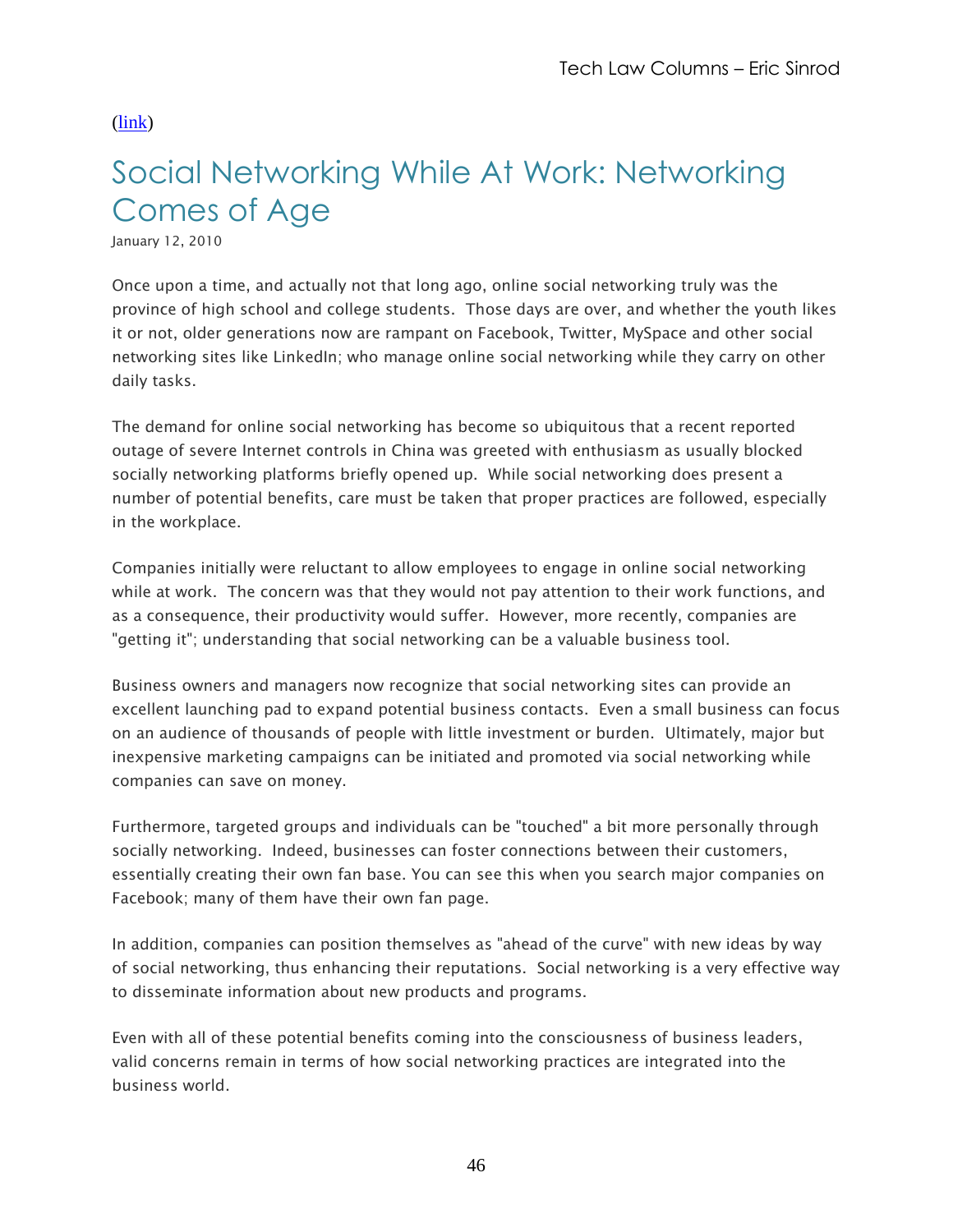(link)

# Social Networking While At Work: Networking Comes of Age

January 12, 2010

Once upon a time, and actually not that long ago, online social networking truly was the province of high school and college students. Those days are over, and whether the youth likes it or not, older generations now are rampant on Facebook, Twitter, MySpace and other social networking sites like LinkedIn; who manage online social networking while they carry on other daily tasks.

The demand for online social networking has become so ubiquitous that a recent reported outage of severe Internet controls in China was greeted with enthusiasm as usually blocked socially networking platforms briefly opened up. While social networking does present a number of potential benefits, care must be taken that proper practices are followed, especially in the workplace.

Companies initially were reluctant to allow employees to engage in online social networking while at work. The concern was that they would not pay attention to their work functions, and as a consequence, their productivity would suffer. However, more recently, companies are "getting it"; understanding that social networking can be a valuable business tool.

Business owners and managers now recognize that social networking sites can provide an excellent launching pad to expand potential business contacts. Even a small business can focus on an audience of thousands of people with little investment or burden. Ultimately, major but inexpensive marketing campaigns can be initiated and promoted via social networking while companies can save on money.

Furthermore, targeted groups and individuals can be "touched" a bit more personally through socially networking. Indeed, businesses can foster connections between their customers, essentially creating their own fan base. You can see this when you search major companies on Facebook; many of them have their own fan page.

In addition, companies can position themselves as "ahead of the curve" with new ideas by way of social networking, thus enhancing their reputations. Social networking is a very effective way to disseminate information about new products and programs.

Even with all of these potential benefits coming into the consciousness of business leaders, valid concerns remain in terms of how social networking practices are integrated into the business world.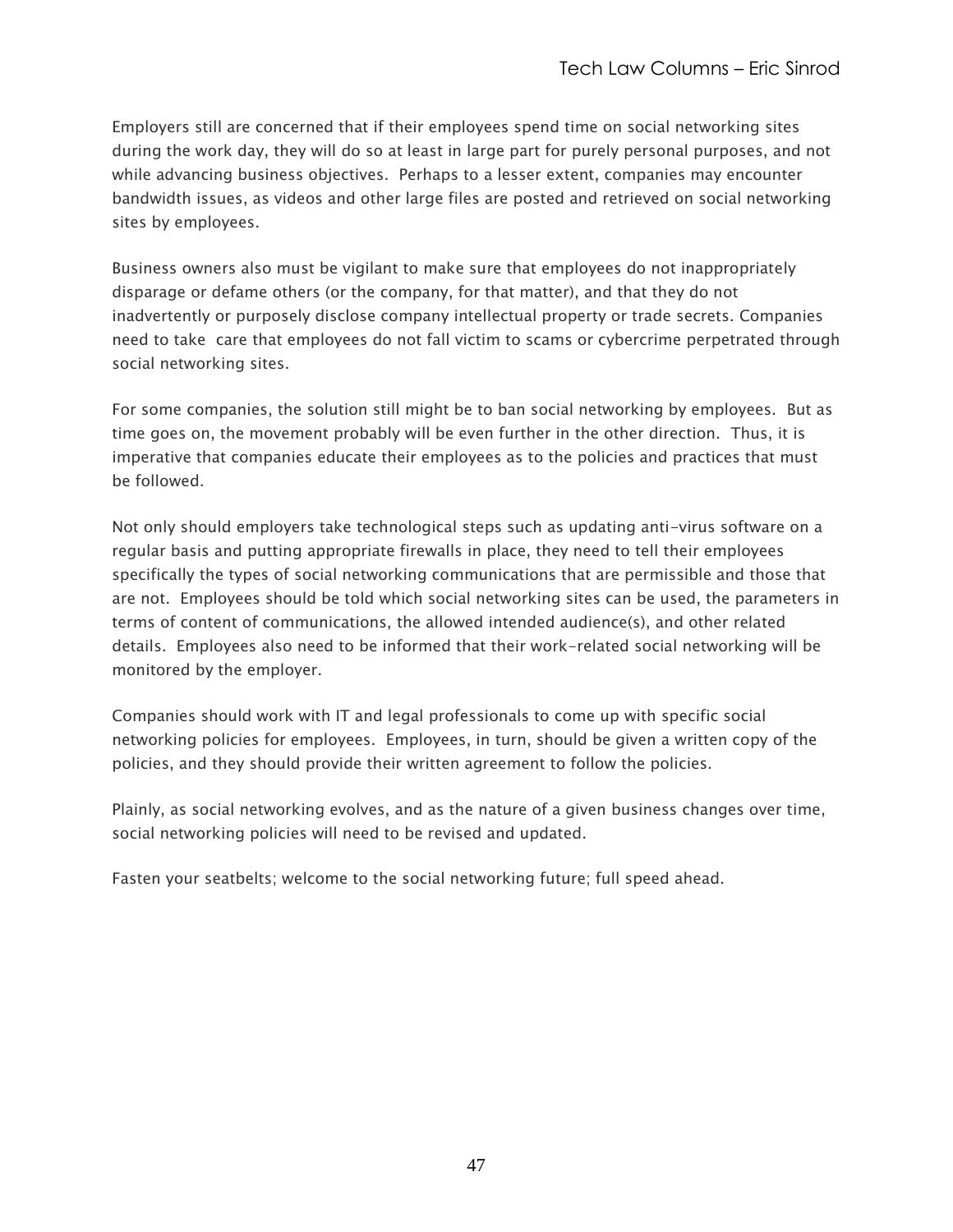Employers still are concerned that if their employees spend time on social networking sites during the work day, they will do so at least in large part for purely personal purposes, and not while advancing business objectives. Perhaps to a lesser extent, companies may encounter bandwidth issues, as videos and other large files are posted and retrieved on social networking sites by employees.

Business owners also must be vigilant to make sure that employees do not inappropriately disparage or defame others (or the company, for that matter), and that they do not inadvertently or purposely disclose company intellectual property or trade secrets. Companies need to take care that employees do not fall victim to scams or cybercrime perpetrated through social networking sites.

For some companies, the solution still might be to ban social networking by employees. But as time goes on, the movement probably will be even further in the other direction. Thus, it is imperative that companies educate their employees as to the policies and practices that must be followed.

Not only should employers take technological steps such as updating anti-virus software on a regular basis and putting appropriate firewalls in place, they need to tell their employees specifically the types of social networking communications that are permissible and those that are not. Employees should be told which social networking sites can be used, the parameters in terms of content of communications, the allowed intended audience(s), and other related details. Employees also need to be informed that their work-related social networking will be monitored by the employer.

Companies should work with IT and legal professionals to come up with specific social networking policies for employees. Employees, in turn, should be given a written copy of the policies, and they should provide their written agreement to follow the policies.

Plainly, as social networking evolves, and as the nature of a given business changes over time, social networking policies will need to be revised and updated.

Fasten your seatbelts; welcome to the social networking future; full speed ahead.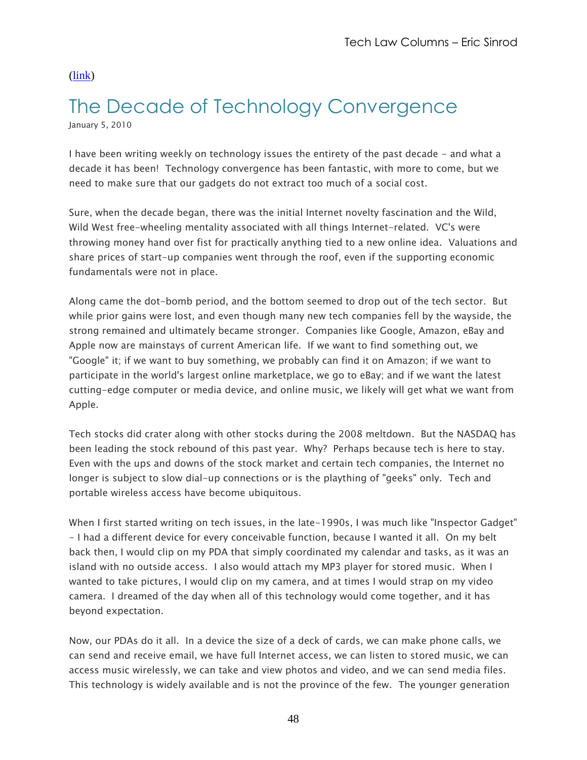([link](link))

# The Decade of Technology Convergence

January 5, 2010

I have been writing weekly on technology issues the entirety of the past decade - and what a decade it has been! Technology convergence has been fantastic, with more to come, but we need to make sure that our gadgets do not extract too much of a social cost.

Sure, when the decade began, there was the initial Internet novelty fascination and the Wild, Wild West free-wheeling mentality associated with all things Internet-related. VC's were throwing money hand over fist for practically anything tied to a new online idea. Valuations and share prices of start-up companies went through the roof, even if the supporting economic fundamentals were not in place.

Along came the dot-bomb period, and the bottom seemed to drop out of the tech sector. But while prior gains were lost, and even though many new tech companies fell by the wayside, the strong remained and ultimately became stronger. Companies like Google, Amazon, eBay and Apple now are mainstays of current American life. If we want to find something out, we "Google" it; if we want to buy something, we probably can find it on Amazon; if we want to participate in the world's largest online marketplace, we go to eBay; and if we want the latest cutting-edge computer or media device, and online music, we likely will get what we want from Apple.

Tech stocks did crater along with other stocks during the 2008 meltdown. But the NASDAQ has been leading the stock rebound of this past year. Why? Perhaps because tech is here to stay. Even with the ups and downs of the stock market and certain tech companies, the Internet no longer is subject to slow dial-up connections or is the plaything of "geeks" only. Tech and portable wireless access have become ubiquitous.

When I first started writing on tech issues, in the late-1990s, I was much like "Inspector Gadget" - I had a different device for every conceivable function, because I wanted it all. On my belt back then, I would clip on my PDA that simply coordinated my calendar and tasks, as it was an island with no outside access. I also would attach my MP3 player for stored music. When I wanted to take pictures, I would clip on my camera, and at times I would strap on my video camera. I dreamed of the day when all of this technology would come together, and it has beyond expectation.

Now, our PDAs do it all. In a device the size of a deck of cards, we can make phone calls, we can send and receive email, we have full Internet access, we can listen to stored music, we can access music wirelessly, we can take and view photos and video, and we can send media files. This technology is widely available and is not the province of the few. The younger generation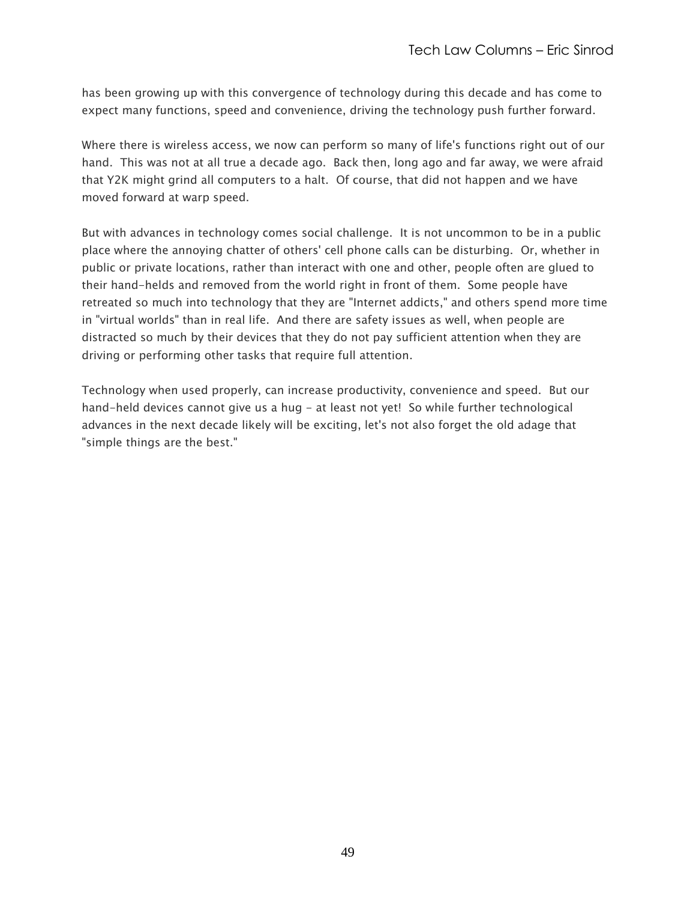has been growing up with this convergence of technology during this decade and has come to expect many functions, speed and convenience, driving the technology push further forward.

Where there is wireless access, we now can perform so many of life's functions right out of our hand. This was not at all true a decade ago. Back then, long ago and far away, we were afraid that Y2K might grind all computers to a halt. Of course, that did not happen and we have moved forward at warp speed.

But with advances in technology comes social challenge. It is not uncommon to be in a public place where the annoying chatter of others' cell phone calls can be disturbing. Or, whether in public or private locations, rather than interact with one and other, people often are glued to their hand-helds and removed from the world right in front of them. Some people have retreated so much into technology that they are "Internet addicts," and others spend more time in "virtual worlds" than in real life. And there are safety issues as well, when people are distracted so much by their devices that they do not pay sufficient attention when they are driving or performing other tasks that require full attention.

Technology when used properly, can increase productivity, convenience and speed. But our hand-held devices cannot give us a hug - at least not yet! So while further technological advances in the next decade likely will be exciting, let's not also forget the old adage that "simple things are the best."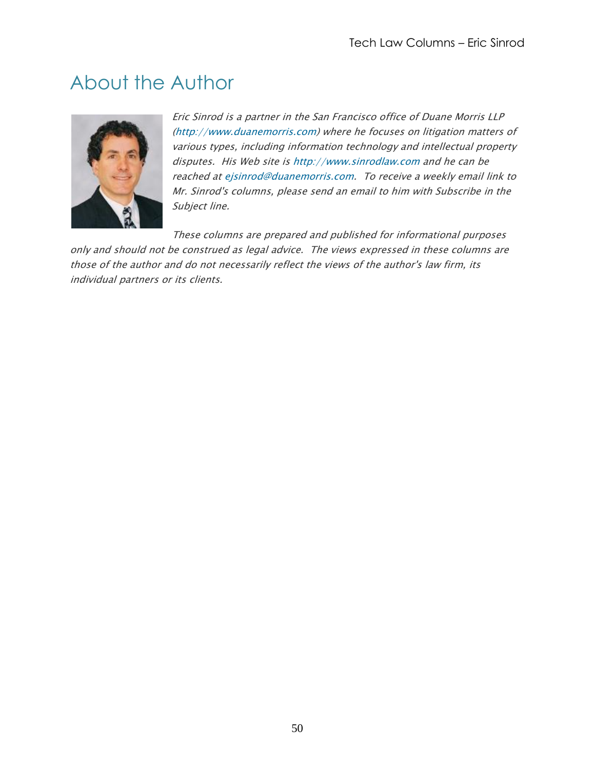# About the Author

*Eric Sinrod is a partner in the San Francisco office of Duane Morris LLP (http://www.duanemorris.com) where he focuses on litigation matters of various types, including information technology and intellectual property disputes. His Web site is http://www.sinrodlaw.com and he can be reached at ejsinrod@duanemorris.com. To receive a weekly email link to Mr. Sinrod's columns, please send an email to him with Subscribe in the Subject line.*

*These columns are prepared and published for informational purposes only and should not be construed as legal advice. The views expressed in these columns are those of the author and do not necessarily reflect the views of the author's law firm, its individual partners or its clients.*